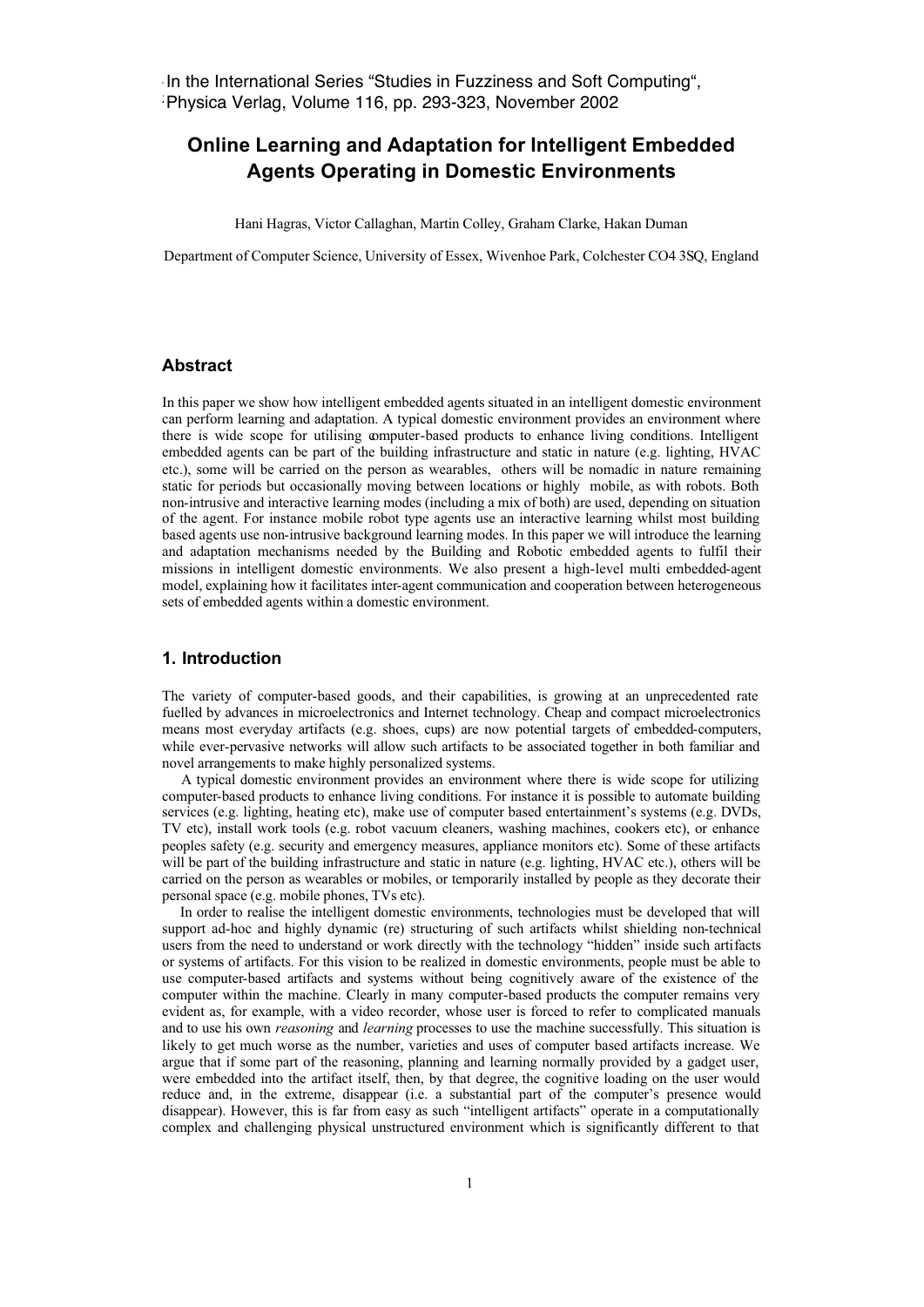In the International Series "Studies in Fuzziness and Soft Computing", Physica Verlag, Volume 116, pp. 293-323, November 2002

# Online Learning and Adaptation for Intelligent Embedded Agents Operating in Domestic Environments

Hani Hagras, Victor Callaghan, Martin Colley, Graham Clarke, Hakan Duman

Department of Computer Science, University of Essex, Wivenhoe Park, Colchester CO4 3SQ, England

## Abstract

In this paper we show how intelligent embedded agents situated in an intelligent domestic environment can perform learning and adaptation. A typical domestic environment provides an environment where there is wide scope for utilising computer-based products to enhance living conditions. Intelligent embedded agents can be part of the building infrastructure and static in nature (e.g. lighting, HVAC etc.), some will be carried on the person as wearables, others will be nomadic in nature remaining static for periods but occasionally moving between locations or highly mobile, as with robots. Both non-intrusive and interactive learning modes (including a mix of both) are used, depending on situation of the agent. For instance mobile robot type agents use an interactive learning whilst most building based agents use non-intrusive background learning modes. In this paper we will introduce the learning and adaptation mechanisms needed by the Building and Robotic embedded agents to fulfil their missions in intelligent domestic environments. We also present a high-level multi embedded-agent model, explaining how it facilitates inter-agent communication and cooperation between heterogeneous sets of embedded agents within a domestic environment.

## 1. Introduction

The variety of computer-based goods, and their capabilities, is growing at an unprecedented rate fuelled by advances in microelectronics and Internet technology. Cheap and compact microelectronics means most everyday artifacts (e.g. shoes, cups) are now potential targets of embedded-computers, while ever-pervasive networks will allow such artifacts to be associated together in both familiar and novel arrangements to make highly personalized systems.

A typical domestic environment provides an environment where there is wide scope for utilizing computer-based products to enhance living conditions. For instance it is possible to automate building services (e.g. lighting, heating etc), make use of computer based entertainment's systems (e.g. DVDs, TV etc), install work tools (e.g. robot vacuum cleaners, washing machines, cookers etc), or enhance peoples safety (e.g. security and emergency measures, appliance monitors etc). Some of these artifacts will be part of the building infrastructure and static in nature (e.g. lighting, HVAC etc.), others will be carried on the person as wearables or mobiles, or temporarily installed by people as they decorate their personal space (e.g. mobile phones, TVs etc).

In order to realise the intelligent domestic environments, technologies must be developed that will support ad-hoc and highly dynamic (re) structuring of such artifacts whilst shielding non-technical users from the need to understand or work directly with the technology "hidden" inside such artifacts or systems of artifacts. For this vision to be realized in domestic environments, people must be able to use computer-based artifacts and systems without being cognitively aware of the existence of the computer within the machine. Clearly in many computer-based products the computer remains very evident as, for example, with a video recorder, whose user is forced to refer to complicated manuals and to use his own *reasoning* and *learning* processes to use the machine successfully. This situation is likely to get much worse as the number, varieties and uses of computer based artifacts increase. We argue that if some part of the reasoning, planning and learning normally provided by a gadget user, were embedded into the artifact itself, then, by that degree, the cognitive loading on the user would reduce and, in the extreme, disappear (i.e. a substantial part of the computer's presence would disappear). However, this is far from easy as such "intelligent artifacts" operate in a computationally complex and challenging physical unstructured environment which is significantly different to that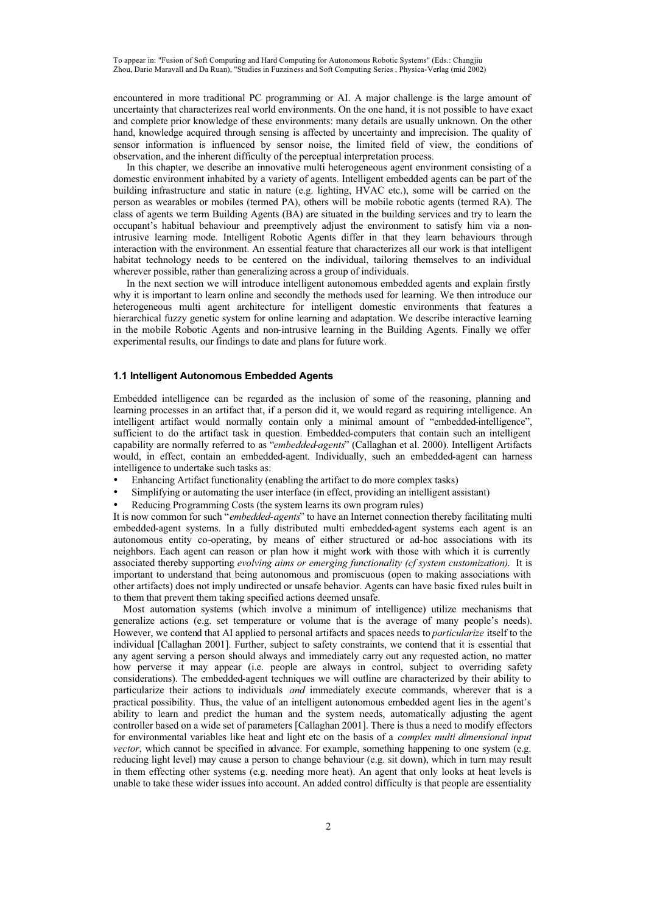encountered in more traditional PC programming or AI. A major challenge is the large amount of uncertainty that characterizes real world environments. On the one hand, it is not possible to have exact and complete prior knowledge of these environments: many details are usually unknown. On the other hand, knowledge acquired through sensing is affected by uncertainty and imprecision. The quality of sensor information is influenced by sensor noise, the limited field of view, the conditions of observation, and the inherent difficulty of the perceptual interpretation process.

In this chapter, we describe an innovative multi heterogeneous agent environment consisting of a domestic environment inhabited by a variety of agents. Intelligent embedded agents can be part of the building infrastructure and static in nature (e.g. lighting, HVAC etc.), some will be carried on the person as wearables or mobiles (termed PA), others will be mobile robotic agents (termed RA). The class of agents we term Building Agents (BA) are situated in the building services and try to learn the occupant's habitual behaviour and preemptively adjust the environment to satisfy him via a non-intrusive learning mode. Intelligent Robotic Agents differ in that they learn behaviours through interaction with the environment. An essential feature that characterizes all our work is that intelligent habitat technology needs to be centered on the individual, tailoring themselves to an individual wherever possible, rather than generalizing across a group of individuals.

In the next section we will introduce intelligent autonomous embedded agents and explain firstly why it is important to learn online and secondly the methods used for learning. We then introduce our heterogeneous multi agent architecture for intelligent domestic environments that features a hierarchical fuzzy genetic system for online learning and adaptation. We describe interactive learning in the mobile Robotic Agents and non-intrusive learning in the Building Agents. Finally we offer experimental results, our findings to date and plans for future work.

### 1.1 Intelligent Autonomous Embedded Agents

Embedded intelligence can be regarded as the inclusion of some of the reasoning, planning and learning processes in an artifact that, if a person did it, we would regard as requiring intelligence. An intelligent artifact would normally contain only a minimal amount of "embedded-intelligence", sufficient to do the artifact task in question. Embedded-computers that contain such an intelligent capability are normally referred to as "*embedded-agents*" (Callaghan et al. 2000). Intelligent Artifacts would, in effect, contain an embedded-agent. Individually, such an embedded-agent can harness intelligence to undertake such tasks as:

- Enhancing Artifact functionality (enabling the artifact to do more complex tasks)
- Simplifying or automating the user interface (in effect, providing an intelligent assistant)
- Reducing Programming Costs (the system learns its own program rules)

It is now common for such "*embedded-agents*" to have an Internet connection thereby facilitating multi embedded-agent systems. In a fully distributed multi embedded-agent systems each agent is an autonomous entity co-operating, by means of either structured or ad-hoc associations with its neighbors. Each agent can reason or plan how it might work with those with which it is currently associated thereby supporting *evolving aims or emerging functionality (cf system customization).* It is important to understand that being autonomous and promiscuous (open to making associations with other artifacts) does not imply undirected or unsafe behavior. Agents can have basic fixed rules built in to them that prevent them taking specified actions deemed unsafe.

Most automation systems (which involve a minimum of intelligence) utilize mechanisms that generalize actions (e.g. set temperature or volume that is the average of many people's needs). However, we contend that AI applied to personal artifacts and spaces needs to *particularize* itself to the individual [Callaghan 2001]. Further, subject to safety constraints, we contend that it is essential that any agent serving a person should always and immediately carry out any requested action, no matter how perverse it may appear (i.e. people are always in control, subject to overriding safety considerations). The embedded-agent techniques we will outline are characterized by their ability to particularize their actions to individuals *and* immediately execute commands, wherever that is a practical possibility. Thus, the value of an intelligent autonomous embedded agent lies in the agent's ability to learn and predict the human and the system needs, automatically adjusting the agent controller based on a wide set of parameters [Callaghan 2001]. There is thus a need to modify effectors for environmental variables like heat and light etc on the basis of a *complex multi dimensional input vector*, which cannot be specified in advance. For example, something happening to one system (e.g. reducing light level) may cause a person to change behaviour (e.g. sit down), which in turn may result in them effecting other systems (e.g. needing more heat). An agent that only looks at heat levels is unable to take these wider issues into account. An added control difficulty is that people are essentiality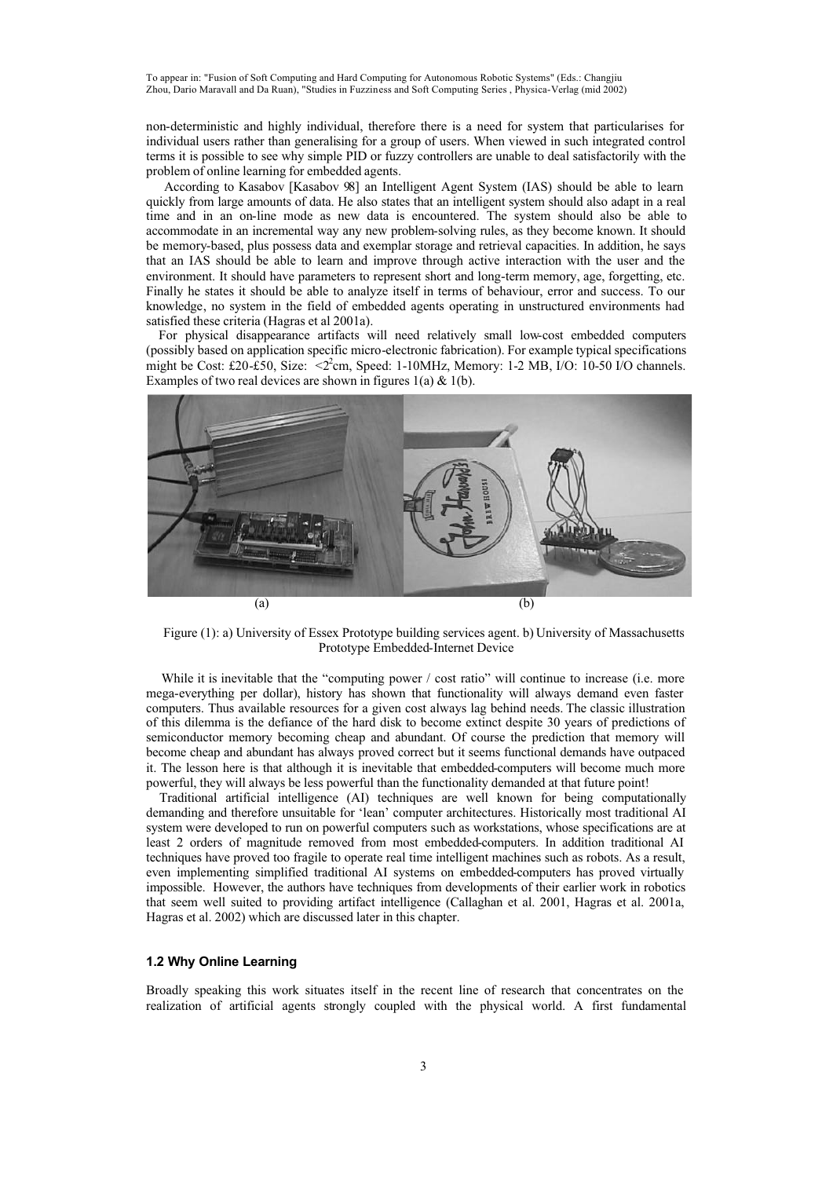non-deterministic and highly individual, therefore there is a need for system that particularises for individual users rather than generalising for a group of users. When viewed in such integrated control terms it is possible to see why simple PID or fuzzy controllers are unable to deal satisfactorily with the problem of online learning for embedded agents.

According to Kasabov [Kasabov 98] an Intelligent Agent System (IAS) should be able to learn quickly from large amounts of data. He also states that an intelligent system should also adapt in a real time and in an on-line mode as new data is encountered. The system should also be able to accommodate in an incremental way any new problem-solving rules, as they become known. It should be memory-based, plus possess data and exemplar storage and retrieval capacities. In addition, he says that an IAS should be able to learn and improve through active interaction with the user and the environment. It should have parameters to represent short and long-term memory, age, forgetting, etc. Finally he states it should be able to analyze itself in terms of behaviour, error and success. To our knowledge, no system in the field of embedded agents operating in unstructured environments had satisfied these criteria (Hagras et al 2001a).

For physical disappearance artifacts will need relatively small low-cost embedded computers (possibly based on application specific micro-electronic fabrication). For example typical specifications might be Cost: £20-£50, Size: $<2^2$cm, Speed: 1-10MHz, Memory: 1-2 MB, I/O: 10-50 I/O channels. Examples of two real devices are shown in figures 1(a) & 1(b).

(a) (b)

Figure (1): a) University of Essex Prototype building services agent. b) University of Massachusetts Prototype Embedded-Internet Device

While it is inevitable that the "computing power / cost ratio" will continue to increase (i.e. more mega-everything per dollar), history has shown that functionality will always demand even faster computers. Thus available resources for a given cost always lag behind needs. The classic illustration of this dilemma is the defiance of the hard disk to become extinct despite 30 years of predictions of semiconductor memory becoming cheap and abundant. Of course the prediction that memory will become cheap and abundant has always proved correct but it seems functional demands have outpaced it. The lesson here is that although it is inevitable that embedded-computers will become much more powerful, they will always be less powerful than the functionality demanded at that future point!

Traditional artificial intelligence (AI) techniques are well known for being computationally demanding and therefore unsuitable for 'lean' computer architectures. Historically most traditional AI system were developed to run on powerful computers such as workstations, whose specifications are at least 2 orders of magnitude removed from most embedded-computers. In addition traditional AI techniques have proved too fragile to operate real time intelligent machines such as robots. As a result, even implementing simplified traditional AI systems on embedded-computers has proved virtually impossible. However, the authors have techniques from developments of their earlier work in robotics that seem well suited to providing artifact intelligence (Callaghan et al. 2001, Hagras et al. 2001a, Hagras et al. 2002) which are discussed later in this chapter.

### 1.2 Why Online Learning

Broadly speaking this work situates itself in the recent line of research that concentrates on the realization of artificial agents strongly coupled with the physical world. A first fundamental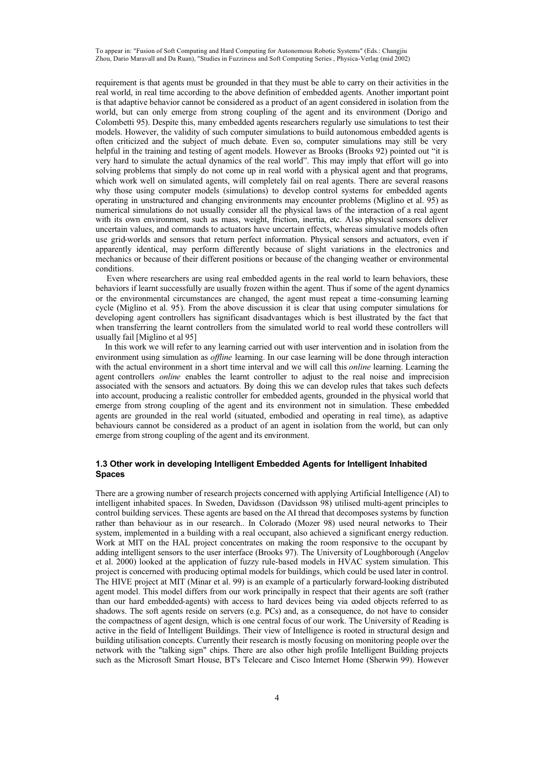requirement is that agents must be grounded in that they must be able to carry on their activities in the real world, in real time according to the above definition of embedded agents. Another important point is that adaptive behavior cannot be considered as a product of an agent considered in isolation from the world, but can only emerge from strong coupling of the agent and its environment (Dorigo and Colombetti 95). Despite this, many embedded agents researchers regularly use simulations to test their models. However, the validity of such computer simulations to build autonomous embedded agents is often criticized and the subject of much debate. Even so, computer simulations may still be very helpful in the training and testing of agent models. However as Brooks (Brooks 92) pointed out "it is very hard to simulate the actual dynamics of the real world". This may imply that effort will go into solving problems that simply do not come up in real world with a physical agent and that programs, which work well on simulated agents, will completely fail on real agents. There are several reasons why those using computer models (simulations) to develop control systems for embedded agents operating in unstructured and changing environments may encounter problems (Miglino et al. 95) as numerical simulations do not usually consider all the physical laws of the interaction of a real agent with its own environment, such as mass, weight, friction, inertia, etc. Also physical sensors deliver uncertain values, and commands to actuators have uncertain effects, whereas simulative models often use grid-worlds and sensors that return perfect information. Physical sensors and actuators, even if apparently identical, may perform differently because of slight variations in the electronics and mechanics or because of their different positions or because of the changing weather or environmental conditions.

Even where researchers are using real embedded agents in the real world to learn behaviors, these behaviors if learnt successfully are usually frozen within the agent. Thus if some of the agent dynamics or the environmental circumstances are changed, the agent must repeat a time-consuming learning cycle (Miglino et al. 95). From the above discussion it is clear that using computer simulations for developing agent controllers has significant disadvantages which is best illustrated by the fact that when transferring the learnt controllers from the simulated world to real world these controllers will usually fail [Miglino et al 95]

In this work we will refer to any learning carried out with user intervention and in isolation from the environment using simulation as *offline* learning. In our case learning will be done through interaction with the actual environment in a short time interval and we will call this *online* learning. Learning the agent controllers *online* enables the learnt controller to adjust to the real noise and imprecision associated with the sensors and actuators. By doing this we can develop rules that takes such defects into account, producing a realistic controller for embedded agents, grounded in the physical world that emerge from strong coupling of the agent and its environment not in simulation. These embedded agents are grounded in the real world (situated, embodied and operating in real time), as adaptive behaviours cannot be considered as a product of an agent in isolation from the world, but can only emerge from strong coupling of the agent and its environment.

### 1.3 Other work in developing Intelligent Embedded Agents for Intelligent Inhabited Spaces

There are a growing number of research projects concerned with applying Artificial Intelligence (AI) to intelligent inhabited spaces. In Sweden, Davidsson (Davidsson 98) utilised multi-agent principles to control building services. These agents are based on the AI thread that decomposes systems by function rather than behaviour as in our research.. In Colorado (Mozer 98) used neural networks to Their system, implemented in a building with a real occupant, also achieved a significant energy reduction. Work at MIT on the HAL project concentrates on making the room responsive to the occupant by adding intelligent sensors to the user interface (Brooks 97). The University of Loughborough (Angelov et al. 2000) looked at the application of fuzzy rule-based models in HVAC system simulation. This project is concerned with producing optimal models for buildings, which could be used later in control. The HIVE project at MIT (Minar et al. 99) is an example of a particularly forward-looking distributed agent model. This model differs from our work principally in respect that their agents are soft (rather than our hard embedded-agents) with access to hard devices being via coded objects referred to as shadows. The soft agents reside on servers (e.g. PCs) and, as a consequence, do not have to consider the compactness of agent design, which is one central focus of our work. The University of Reading is active in the field of Intelligent Buildings. Their view of Intelligence is rooted in structural design and building utilisation concepts. Currently their research is mostly focusing on monitoring people over the network with the "talking sign" chips. There are also other high profile Intelligent Building projects such as the Microsoft Smart House, BT's Telecare and Cisco Internet Home (Sherwin 99). However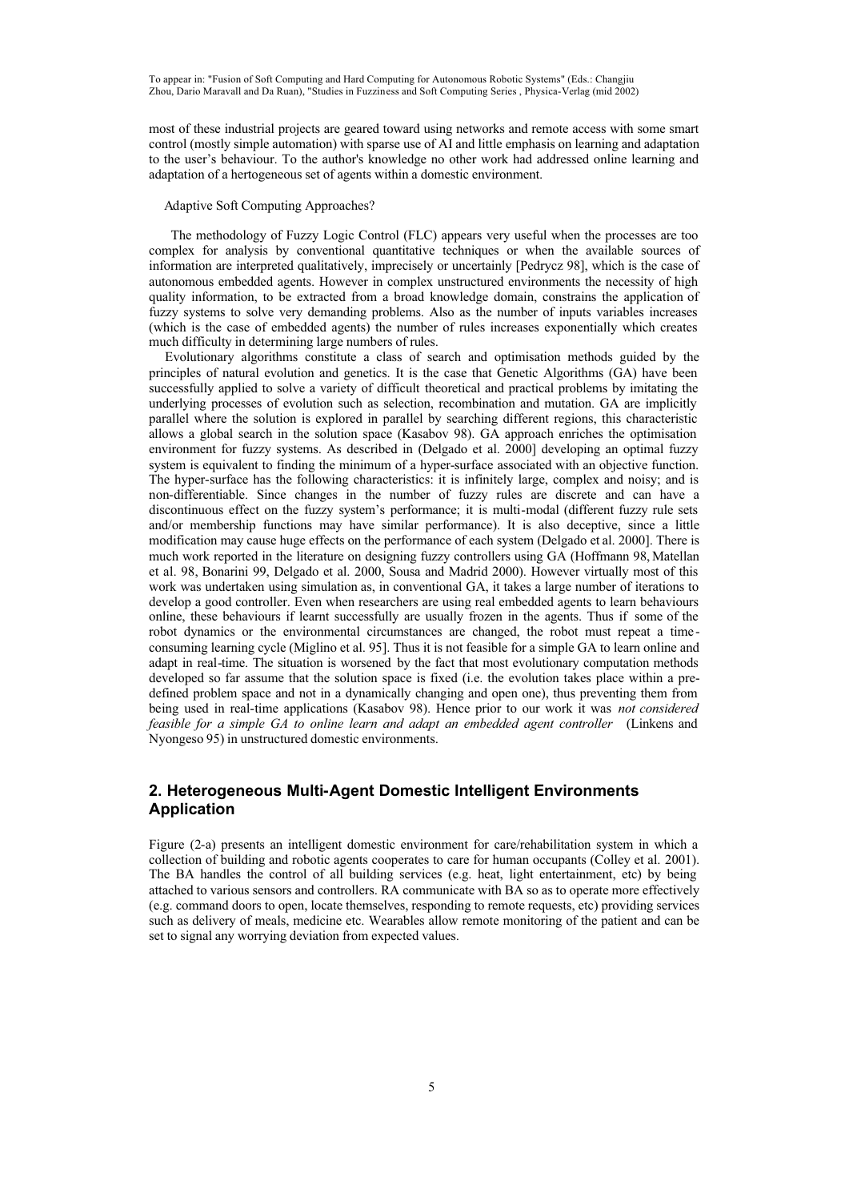most of these industrial projects are geared toward using networks and remote access with some smart control (mostly simple automation) with sparse use of AI and little emphasis on learning and adaptation to the user's behaviour. To the author's knowledge no other work had addressed online learning and adaptation of a hertogeneous set of agents within a domestic environment.

Adaptive Soft Computing Approaches?

The methodology of Fuzzy Logic Control (FLC) appears very useful when the processes are too complex for analysis by conventional quantitative techniques or when the available sources of information are interpreted qualitatively, imprecisely or uncertainly [Pedrycz 98], which is the case of autonomous embedded agents. However in complex unstructured environments the necessity of high quality information, to be extracted from a broad knowledge domain, constrains the application of fuzzy systems to solve very demanding problems. Also as the number of inputs variables increases (which is the case of embedded agents) the number of rules increases exponentially which creates much difficulty in determining large numbers of rules.

Evolutionary algorithms constitute a class of search and optimisation methods guided by the principles of natural evolution and genetics. It is the case that Genetic Algorithms (GA) have been successfully applied to solve a variety of difficult theoretical and practical problems by imitating the underlying processes of evolution such as selection, recombination and mutation. GA are implicitly parallel where the solution is explored in parallel by searching different regions, this characteristic allows a global search in the solution space (Kasabov 98). GA approach enriches the optimisation environment for fuzzy systems. As described in (Delgado et al. 2000] developing an optimal fuzzy system is equivalent to finding the minimum of a hyper-surface associated with an objective function. The hyper-surface has the following characteristics: it is infinitely large, complex and noisy; and is non-differentiable. Since changes in the number of fuzzy rules are discrete and can have a discontinuous effect on the fuzzy system's performance; it is multi-modal (different fuzzy rule sets and/or membership functions may have similar performance). It is also deceptive, since a little modification may cause huge effects on the performance of each system (Delgado et al. 2000]. There is much work reported in the literature on designing fuzzy controllers using GA (Hoffmann 98, Matellan et al. 98, Bonarini 99, Delgado et al. 2000, Sousa and Madrid 2000). However virtually most of this work was undertaken using simulation as, in conventional GA, it takes a large number of iterations to develop a good controller. Even when researchers are using real embedded agents to learn behaviours online, these behaviours if learnt successfully are usually frozen in the agents. Thus if some of the robot dynamics or the environmental circumstances are changed, the robot must repeat a time-consuming learning cycle (Miglino et al. 95]. Thus it is not feasible for a simple GA to learn online and adapt in real-time. The situation is worsened by the fact that most evolutionary computation methods developed so far assume that the solution space is fixed (i.e. the evolution takes place within a pre-defined problem space and not in a dynamically changing and open one), thus preventing them from being used in real-time applications (Kasabov 98). Hence prior to our work it was *not considered feasible for a simple GA to online learn and adapt an embedded agent controller* (Linkens and Nyongeso 95) in unstructured domestic environments.

## 2. Heterogeneous Multi-Agent Domestic Intelligent Environments Application

Figure (2-a) presents an intelligent domestic environment for care/rehabilitation system in which a collection of building and robotic agents cooperates to care for human occupants (Colley et al. 2001). The BA handles the control of all building services (e.g. heat, light entertainment, etc) by being attached to various sensors and controllers. RA communicate with BA so as to operate more effectively (e.g. command doors to open, locate themselves, responding to remote requests, etc) providing services such as delivery of meals, medicine etc. Wearables allow remote monitoring of the patient and can be set to signal any worrying deviation from expected values.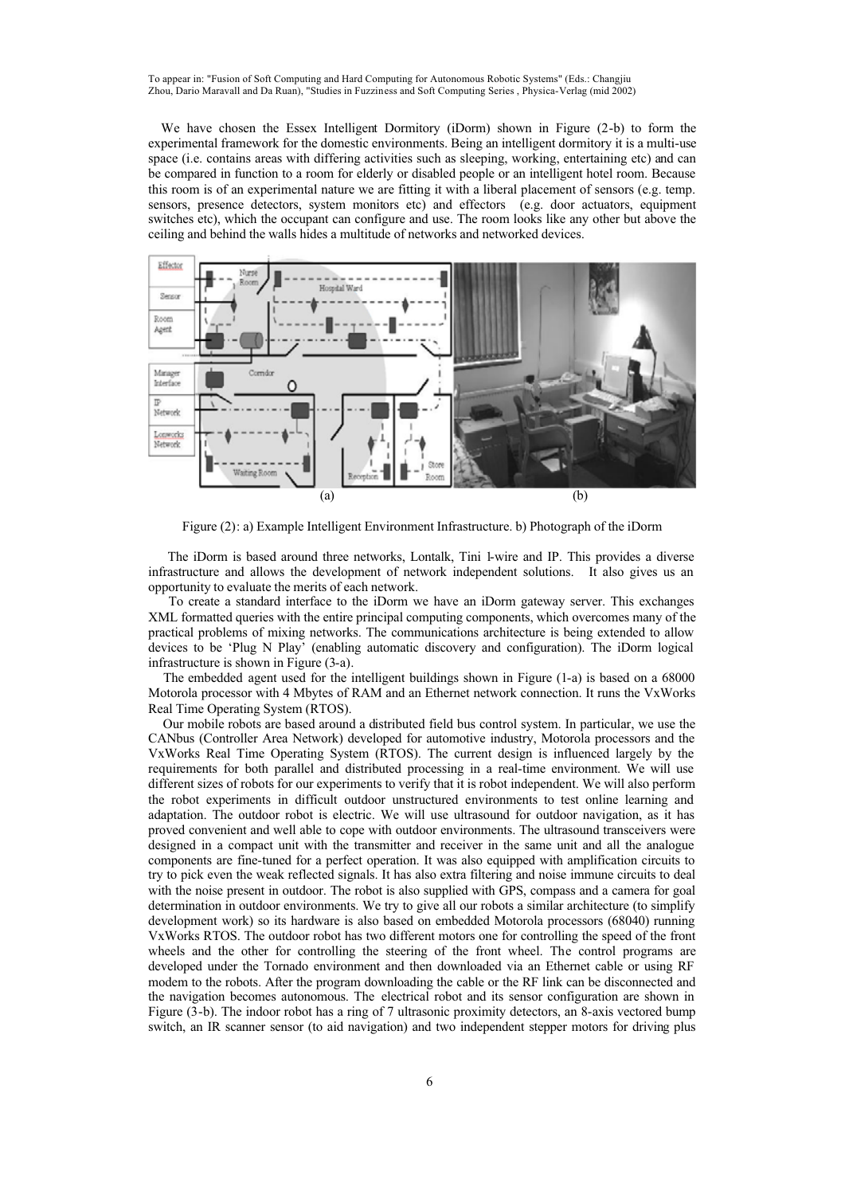We have chosen the Essex Intelligent Dormitory (iDorm) shown in Figure (2-b) to form the experimental framework for the domestic environments. Being an intelligent dormitory it is a multi-use space (i.e. contains areas with differing activities such as sleeping, working, entertaining etc) and can be compared in function to a room for elderly or disabled people or an intelligent hotel room. Because this room is of an experimental nature we are fitting it with a liberal placement of sensors (e.g. temp. sensors, presence detectors, system monitors etc) and effectors (e.g. door actuators, equipment switches etc), which the occupant can configure and use. The room looks like any other but above the ceiling and behind the walls hides a multitude of networks and networked devices.

Figure (2): a) Example Intelligent Environment Infrastructure. b) Photograph of the iDorm

The iDorm is based around three networks, Lontalk, Tini 1-wire and IP. This provides a diverse infrastructure and allows the development of network independent solutions. It also gives us an opportunity to evaluate the merits of each network.

To create a standard interface to the iDorm we have an iDorm gateway server. This exchanges XML formatted queries with the entire principal computing components, which overcomes many of the practical problems of mixing networks. The communications architecture is being extended to allow devices to be 'Plug N Play' (enabling automatic discovery and configuration). The iDorm logical infrastructure is shown in Figure (3-a).

The embedded agent used for the intelligent buildings shown in Figure (1-a) is based on a 68000 Motorola processor with 4 Mbytes of RAM and an Ethernet network connection. It runs the VxWorks Real Time Operating System (RTOS).

Our mobile robots are based around a distributed field bus control system. In particular, we use the CANbus (Controller Area Network) developed for automotive industry, Motorola processors and the VxWorks Real Time Operating System (RTOS). The current design is influenced largely by the requirements for both parallel and distributed processing in a real-time environment. We will use different sizes of robots for our experiments to verify that it is robot independent. We will also perform the robot experiments in difficult outdoor unstructured environments to test online learning and adaptation. The outdoor robot is electric. We will use ultrasound for outdoor navigation, as it has proved convenient and well able to cope with outdoor environments. The ultrasound transceivers were designed in a compact unit with the transmitter and receiver in the same unit and all the analogue components are fine-tuned for a perfect operation. It was also equipped with amplification circuits to try to pick even the weak reflected signals. It has also extra filtering and noise immune circuits to deal with the noise present in outdoor. The robot is also supplied with GPS, compass and a camera for goal determination in outdoor environments. We try to give all our robots a similar architecture (to simplify development work) so its hardware is also based on embedded Motorola processors (68040) running VxWorks RTOS. The outdoor robot has two different motors one for controlling the speed of the front wheels and the other for controlling the steering of the front wheel. The control programs are developed under the Tornado environment and then downloaded via an Ethernet cable or using RF modem to the robots. After the program downloading the cable or the RF link can be disconnected and the navigation becomes autonomous. The electrical robot and its sensor configuration are shown in Figure (3-b). The indoor robot has a ring of 7 ultrasonic proximity detectors, an 8-axis vectored bump switch, an IR scanner sensor (to aid navigation) and two independent stepper motors for driving plus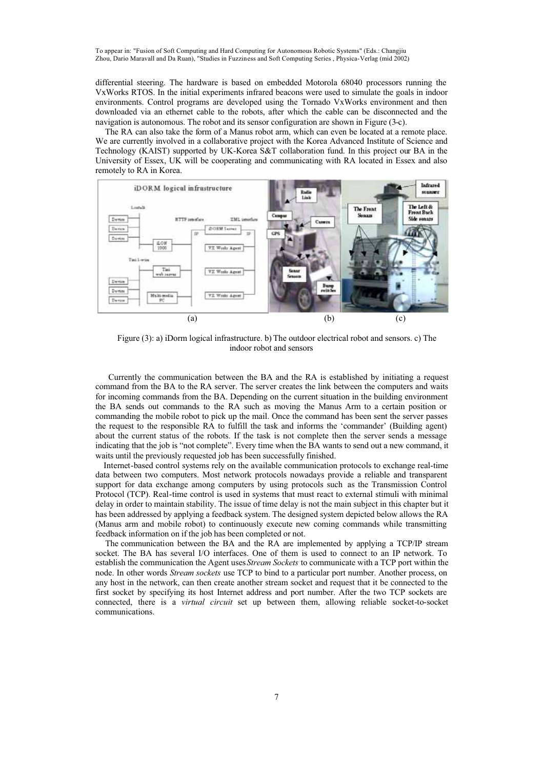differential steering. The hardware is based on embedded Motorola 68040 processors running the VxWorks RTOS. In the initial experiments infrared beacons were used to simulate the goals in indoor environments. Control programs are developed using the Tornado VxWorks environment and then downloaded via an ethernet cable to the robots, after which the cable can be disconnected and the navigation is autonomous. The robot and its sensor configuration are shown in Figure (3-c).

The RA can also take the form of a Manus robot arm, which can even be located at a remote place. We are currently involved in a collaborative project with the Korea Advanced Institute of Science and Technology (KAIST) supported by UK-Korea S&T collaboration fund. In this project our BA in the University of Essex, UK will be cooperating and communicating with RA located in Essex and also remotely to RA in Korea.

iDORM logical infrastructure

Lonwork

Device

Device

Device

iLON 1000

HTTP interface

XML interface

iDORM Server

IP

IP

VX Works Agent

Tini 1-wire

Tini web server

VX Works Agent

Device

Device

Device

Multi media PC

VX Works Agent

Radio Link

Compas

GPS

Camera

Sonar Sensors

Bump switches

Infrared scanner

The Front Sonars

The Left & Front Back Side sonars

(a) (b) (c)

Figure (3): a) iDorm logical infrastructure. b) The outdoor electrical robot and sensors. c) The indoor robot and sensors

Currently the communication between the BA and the RA is established by initiating a request command from the BA to the RA server. The server creates the link between the computers and waits for incoming commands from the BA. Depending on the current situation in the building environment the BA sends out commands to the RA such as moving the Manus Arm to a certain position or commanding the mobile robot to pick up the mail. Once the command has been sent the server passes the request to the responsible RA to fulfill the task and informs the 'commander' (Building agent) about the current status of the robots. If the task is not complete then the server sends a message indicating that the job is "not complete". Every time when the BA wants to send out a new command, it waits until the previously requested job has been successfully finished.

Internet-based control systems rely on the available communication protocols to exchange real-time data between two computers. Most network protocols nowadays provide a reliable and transparent support for data exchange among computers by using protocols such as the Transmission Control Protocol (TCP). Real-time control is used in systems that must react to external stimuli with minimal delay in order to maintain stability. The issue of time delay is not the main subject in this chapter but it has been addressed by applying a feedback system. The designed system depicted below allows the RA (Manus arm and mobile robot) to continuously execute new coming commands while transmitting feedback information on if the job has been completed or not.

The communication between the BA and the RA are implemented by applying a TCP/IP stream socket. The BA has several I/O interfaces. One of them is used to connect to an IP network. To establish the communication the Agent uses *Stream Sockets* to communicate with a TCP port within the node. In other words *Stream sockets* use TCP to bind to a particular port number. Another process, on any host in the network, can then create another stream socket and request that it be connected to the first socket by specifying its host Internet address and port number. After the two TCP sockets are connected, there is a *virtual circuit* set up between them, allowing reliable socket-to-socket communications.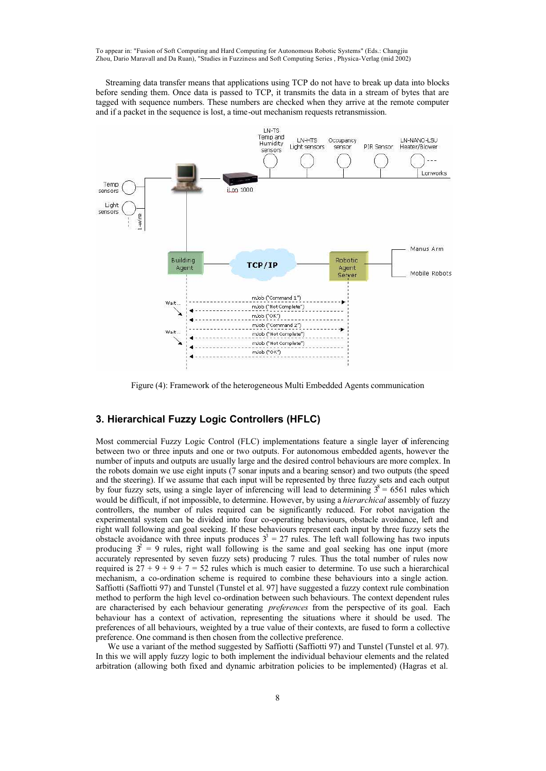Streaming data transfer means that applications using TCP do not have to break up data into blocks before sending them. Once data is passed to TCP, it transmits the data in a stream of bytes that are tagged with sequence numbers. These numbers are checked when they arrive at the remote computer and if a packet in the sequence is lost, a time-out mechanism requests retransmission.

Figure (4): Framework of the heterogeneous Multi Embedded Agents communication

## 3. Hierarchical Fuzzy Logic Controllers (HFLC)

Most commercial Fuzzy Logic Control (FLC) implementations feature a single layer of inferencing between two or three inputs and one or two outputs. For autonomous embedded agents, however the number of inputs and outputs are usually large and the desired control behaviours are more complex. In the robots domain we use eight inputs (7 sonar inputs and a bearing sensor) and two outputs (the speed and the steering). If we assume that each input will be represented by three fuzzy sets and each output by four fuzzy sets, using a single layer of inferencing will lead to determining $3^8 = 6561$ rules which would be difficult, if not impossible, to determine. However, by using a *hierarchical* assembly of fuzzy controllers, the number of rules required can be significantly reduced. For robot navigation the experimental system can be divided into four co-operating behaviours, obstacle avoidance, left and right wall following and goal seeking. If these behaviours represent each input by three fuzzy sets the obstacle avoidance with three inputs produces $3^3 = 27$ rules. The left wall following has two inputs producing $3^2 = 9$ rules, right wall following is the same and goal seeking has one input (more accurately represented by seven fuzzy sets) producing 7 rules. Thus the total number of rules now required is $27 + 9 + 9 + 7 = 52$ rules which is much easier to determine. To use such a hierarchical mechanism, a co-ordination scheme is required to combine these behaviours into a single action. Saffiotti (Saffiotti 97) and Tunstel (Tunstel et al. 97] have suggested a fuzzy context rule combination method to perform the high level co-ordination between such behaviours. The context dependent rules are characterised by each behaviour generating *preferences* from the perspective of its goal. Each behaviour has a context of activation, representing the situations where it should be used. The preferences of all behaviours, weighted by a true value of their contexts, are fused to form a collective preference. One command is then chosen from the collective preference.

We use a variant of the method suggested by Saffiotti (Saffiotti 97) and Tunstel (Tunstel et al. 97). In this we will apply fuzzy logic to both implement the individual behaviour elements and the related arbitration (allowing both fixed and dynamic arbitration policies to be implemented) (Hagras et al.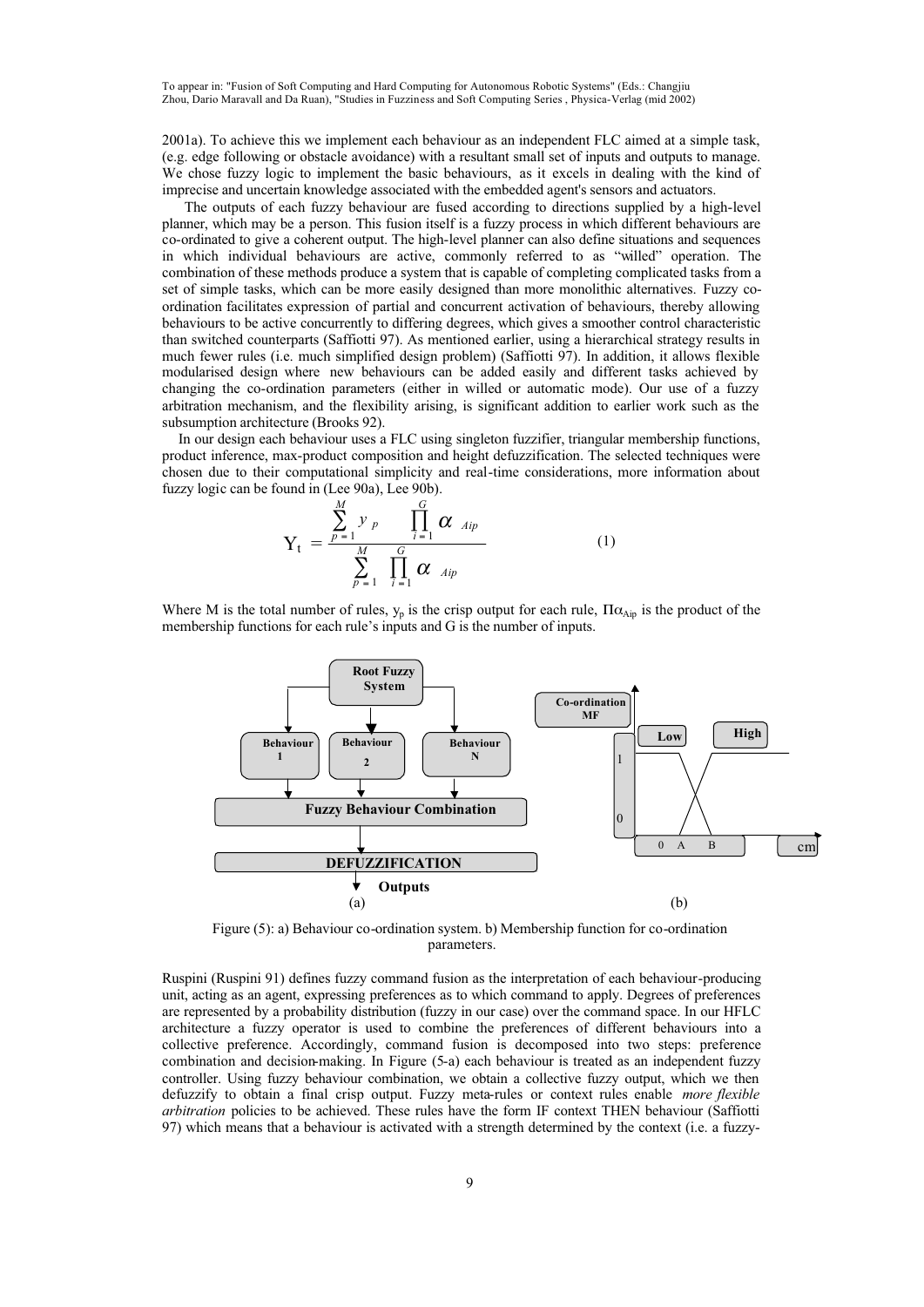2001a). To achieve this we implement each behaviour as an independent FLC aimed at a simple task, (e.g. edge following or obstacle avoidance) with a resultant small set of inputs and outputs to manage. We chose fuzzy logic to implement the basic behaviours, as it excels in dealing with the kind of imprecise and uncertain knowledge associated with the embedded agent's sensors and actuators.

The outputs of each fuzzy behaviour are fused according to directions supplied by a high-level planner, which may be a person. This fusion itself is a fuzzy process in which different behaviours are co-ordinated to give a coherent output. The high-level planner can also define situations and sequences in which individual behaviours are active, commonly referred to as "willed" operation. The combination of these methods produce a system that is capable of completing complicated tasks from a set of simple tasks, which can be more easily designed than more monolithic alternatives. Fuzzy co-ordination facilitates expression of partial and concurrent activation of behaviours, thereby allowing behaviours to be active concurrently to differing degrees, which gives a smoother control characteristic than switched counterparts (Saffiotti 97). As mentioned earlier, using a hierarchical strategy results in much fewer rules (i.e. much simplified design problem) (Saffiotti 97). In addition, it allows flexible modularised design where new behaviours can be added easily and different tasks achieved by changing the co-ordination parameters (either in willed or automatic mode). Our use of a fuzzy arbitration mechanism, and the flexibility arising, is significant addition to earlier work such as the subsumption architecture (Brooks 92).

In our design each behaviour uses a FLC using singleton fuzzifier, triangular membership functions, product inference, max-product composition and height defuzzification. The selected techniques were chosen due to their computational simplicity and real-time considerations, more information about fuzzy logic can be found in (Lee 90a), Lee 90b).

$$Y_t = \frac{\sum_{p=1}^{M} y_p \prod_{i=1}^{G} \alpha_{Aip}}{\sum_{p=1}^{M} \prod_{i=1}^{G} \alpha_{Aip}} \qquad (1)$$

Where M is the total number of rules, $y_p$ is the crisp output for each rule, $\Pi\alpha_{Aip}$ is the product of the membership functions for each rule's inputs and G is the number of inputs.

Figure (5): a) Behaviour co-ordination system. b) Membership function for co-ordination parameters.

Ruspini (Ruspini 91) defines fuzzy command fusion as the interpretation of each behaviour-producing unit, acting as an agent, expressing preferences as to which command to apply. Degrees of preferences are represented by a probability distribution (fuzzy in our case) over the command space. In our HFLC architecture a fuzzy operator is used to combine the preferences of different behaviours into a collective preference. Accordingly, command fusion is decomposed into two steps: preference combination and decision-making. In Figure (5-a) each behaviour is treated as an independent fuzzy controller. Using fuzzy behaviour combination, we obtain a collective fuzzy output, which we then defuzzify to obtain a final crisp output. Fuzzy meta-rules or context rules enable *more flexible arbitration* policies to be achieved. These rules have the form IF context THEN behaviour (Saffiotti 97) which means that a behaviour is activated with a strength determined by the context (i.e. a fuzzy-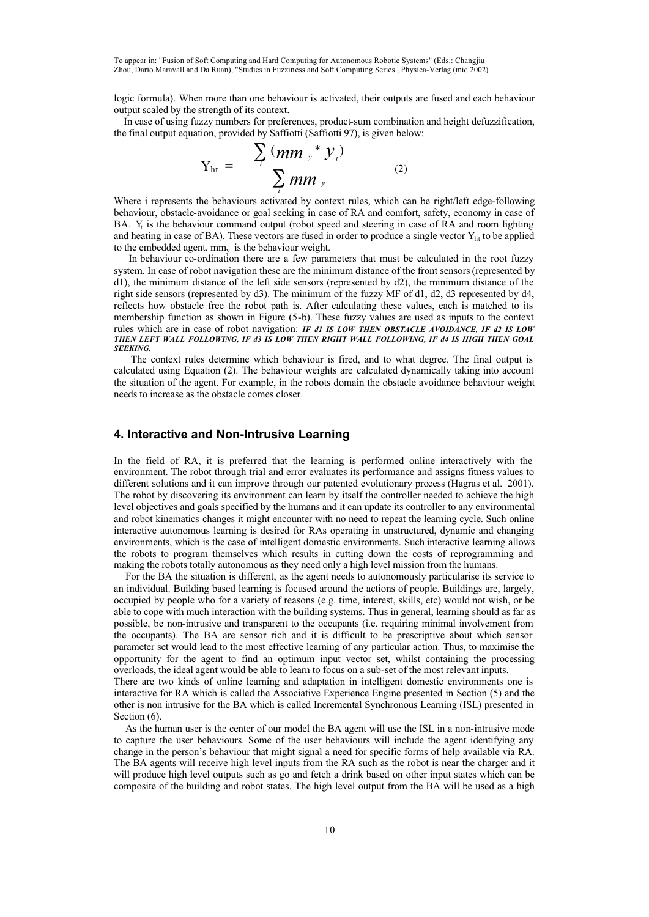logic formula). When more than one behaviour is activated, their outputs are fused and each behaviour output scaled by the strength of its context.

In case of using fuzzy numbers for preferences, product-sum combination and height defuzzification, the final output equation, provided by Saffiotti (Saffiotti 97), is given below:

$$Y_{ht} = \frac{\sum_{i} (mm_{y} * y_{t})}{\sum_{i} mm_{y}} \qquad (2)$$

Where i represents the behaviours activated by context rules, which can be right/left edge-following behaviour, obstacle-avoidance or goal seeking in case of RA and comfort, safety, economy in case of BA. $Y_t$ is the behaviour command output (robot speed and steering in case of RA and room lighting and heating in case of BA). These vectors are fused in order to produce a single vector $Y_{ht}$ to be applied to the embedded agent. $mm_y$ is the behaviour weight.

In behaviour co-ordination there are a few parameters that must be calculated in the root fuzzy system. In case of robot navigation these are the minimum distance of the front sensors (represented by d1), the minimum distance of the left side sensors (represented by d2), the minimum distance of the right side sensors (represented by d3). The minimum of the fuzzy MF of d1, d2, d3 represented by d4, reflects how obstacle free the robot path is. After calculating these values, each is matched to its membership function as shown in Figure (5-b). These fuzzy values are used as inputs to the context rules which are in case of robot navigation: ***IF d1 IS LOW THEN OBSTACLE AVOIDANCE, IF d2 IS LOW THEN LEFT WALL FOLLOWING, IF d3 IS LOW THEN RIGHT WALL FOLLOWING, IF d4 IS HIGH THEN GOAL SEEKING.***

The context rules determine which behaviour is fired, and to what degree. The final output is calculated using Equation (2). The behaviour weights are calculated dynamically taking into account the situation of the agent. For example, in the robots domain the obstacle avoidance behaviour weight needs to increase as the obstacle comes closer.

## 4. Interactive and Non-Intrusive Learning

In the field of RA, it is preferred that the learning is performed online interactively with the environment. The robot through trial and error evaluates its performance and assigns fitness values to different solutions and it can improve through our patented evolutionary process (Hagras et al. 2001). The robot by discovering its environment can learn by itself the controller needed to achieve the high level objectives and goals specified by the humans and it can update its controller to any environmental and robot kinematics changes it might encounter with no need to repeat the learning cycle. Such online interactive autonomous learning is desired for RAs operating in unstructured, dynamic and changing environments, which is the case of intelligent domestic environments. Such interactive learning allows the robots to program themselves which results in cutting down the costs of reprogramming and making the robots totally autonomous as they need only a high level mission from the humans.

For the BA the situation is different, as the agent needs to autonomously particularise its service to an individual. Building based learning is focused around the actions of people. Buildings are, largely, occupied by people who for a variety of reasons (e.g. time, interest, skills, etc) would not wish, or be able to cope with much interaction with the building systems. Thus in general, learning should as far as possible, be non-intrusive and transparent to the occupants (i.e. requiring minimal involvement from the occupants). The BA are sensor rich and it is difficult to be prescriptive about which sensor parameter set would lead to the most effective learning of any particular action. Thus, to maximise the opportunity for the agent to find an optimum input vector set, whilst containing the processing overloads, the ideal agent would be able to learn to focus on a sub-set of the most relevant inputs.

There are two kinds of online learning and adaptation in intelligent domestic environments one is interactive for RA which is called the Associative Experience Engine presented in Section (5) and the other is non intrusive for the BA which is called Incremental Synchronous Learning (ISL) presented in Section (6).

As the human user is the center of our model the BA agent will use the ISL in a non-intrusive mode to capture the user behaviours. Some of the user behaviours will include the agent identifying any change in the person's behaviour that might signal a need for specific forms of help available via RA. The BA agents will receive high level inputs from the RA such as the robot is near the charger and it will produce high level outputs such as go and fetch a drink based on other input states which can be composite of the building and robot states. The high level output from the BA will be used as a high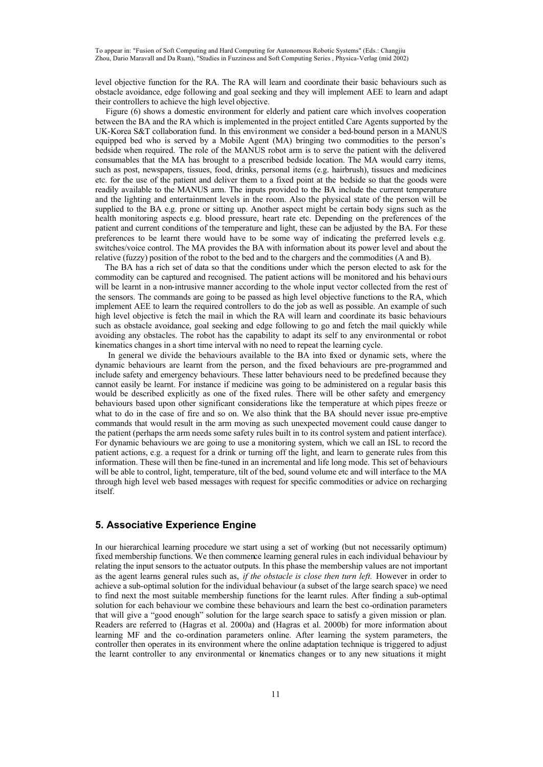level objective function for the RA. The RA will learn and coordinate their basic behaviours such as obstacle avoidance, edge following and goal seeking and they will implement AEE to learn and adapt their controllers to achieve the high level objective.

Figure (6) shows a domestic environment for elderly and patient care which involves cooperation between the BA and the RA which is implemented in the project entitled Care Agents supported by the UK-Korea S&T collaboration fund. In this environment we consider a bed-bound person in a MANUS equipped bed who is served by a Mobile Agent (MA) bringing two commodities to the person's bedside when required. The role of the MANUS robot arm is to serve the patient with the delivered consumables that the MA has brought to a prescribed bedside location. The MA would carry items, such as post, newspapers, tissues, food, drinks, personal items (e.g. hairbrush), tissues and medicines etc. for the use of the patient and deliver them to a fixed point at the bedside so that the goods were readily available to the MANUS arm. The inputs provided to the BA include the current temperature and the lighting and entertainment levels in the room. Also the physical state of the person will be supplied to the BA e.g. prone or sitting up. Another aspect might be certain body signs such as the health monitoring aspects e.g. blood pressure, heart rate etc. Depending on the preferences of the patient and current conditions of the temperature and light, these can be adjusted by the BA. For these preferences to be learnt there would have to be some way of indicating the preferred levels e.g. switches/voice control. The MA provides the BA with information about its power level and about the relative (fuzzy) position of the robot to the bed and to the chargers and the commodities (A and B).

The BA has a rich set of data so that the conditions under which the person elected to ask for the commodity can be captured and recognised. The patient actions will be monitored and his behaviours will be learnt in a non-intrusive manner according to the whole input vector collected from the rest of the sensors. The commands are going to be passed as high level objective functions to the RA, which implement AEE to learn the required controllers to do the job as well as possible. An example of such high level objective is fetch the mail in which the RA will learn and coordinate its basic behaviours such as obstacle avoidance, goal seeking and edge following to go and fetch the mail quickly while avoiding any obstacles. The robot has the capability to adapt its self to any environmental or robot kinematics changes in a short time interval with no need to repeat the learning cycle.

In general we divide the behaviours available to the BA into fixed or dynamic sets, where the dynamic behaviours are learnt from the person, and the fixed behaviours are pre-programmed and include safety and emergency behaviours. These latter behaviours need to be predefined because they cannot easily be learnt. For instance if medicine was going to be administered on a regular basis this would be described explicitly as one of the fixed rules. There will be other safety and emergency behaviours based upon other significant considerations like the temperature at which pipes freeze or what to do in the case of fire and so on. We also think that the BA should never issue pre-emptive commands that would result in the arm moving as such unexpected movement could cause danger to the patient (perhaps the arm needs some safety rules built in to its control system and patient interface). For dynamic behaviours we are going to use a monitoring system, which we call an ISL to record the patient actions, e.g. a request for a drink or turning off the light, and learn to generate rules from this information. These will then be fine-tuned in an incremental and life long mode. This set of behaviours will be able to control, light, temperature, tilt of the bed, sound volume etc and will interface to the MA through high level web based messages with request for specific commodities or advice on recharging itself.

## 5. Associative Experience Engine

In our hierarchical learning procedure we start using a set of working (but not necessarily optimum) fixed membership functions. We then commence learning general rules in each individual behaviour by relating the input sensors to the actuator outputs. In this phase the membership values are not important as the agent learns general rules such as, *if the obstacle is close then turn left.* However in order to achieve a sub-optimal solution for the individual behaviour (a subset of the large search space) we need to find next the most suitable membership functions for the learnt rules. After finding a sub-optimal solution for each behaviour we combine these behaviours and learn the best co-ordination parameters that will give a "good enough" solution for the large search space to satisfy a given mission or plan. Readers are referred to (Hagras et al. 2000a) and (Hagras et al. 2000b) for more information about learning MF and the co-ordination parameters online. After learning the system parameters, the controller then operates in its environment where the online adaptation technique is triggered to adjust the learnt controller to any environmental or kinematics changes or to any new situations it might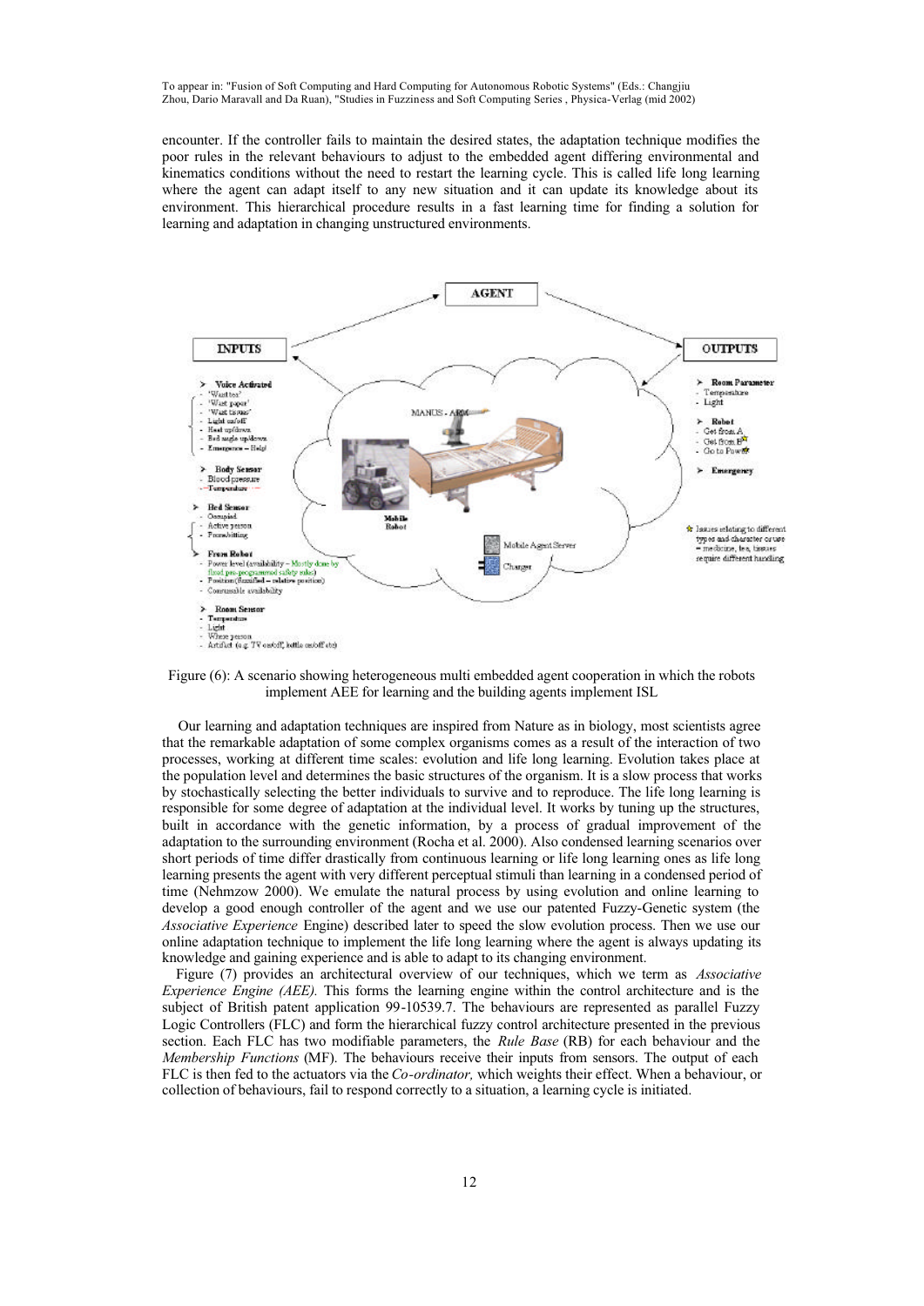encounter. If the controller fails to maintain the desired states, the adaptation technique modifies the poor rules in the relevant behaviours to adjust to the embedded agent differing environmental and kinematics conditions without the need to restart the learning cycle. This is called life long learning where the agent can adapt itself to any new situation and it can update its knowledge about its environment. This hierarchical procedure results in a fast learning time for finding a solution for learning and adaptation in changing unstructured environments.

Figure (6): A scenario showing heterogeneous multi embedded agent cooperation in which the robots implement AEE for learning and the building agents implement ISL

Our learning and adaptation techniques are inspired from Nature as in biology, most scientists agree that the remarkable adaptation of some complex organisms comes as a result of the interaction of two processes, working at different time scales: evolution and life long learning. Evolution takes place at the population level and determines the basic structures of the organism. It is a slow process that works by stochastically selecting the better individuals to survive and to reproduce. The life long learning is responsible for some degree of adaptation at the individual level. It works by tuning up the structures, built in accordance with the genetic information, by a process of gradual improvement of the adaptation to the surrounding environment (Rocha et al. 2000). Also condensed learning scenarios over short periods of time differ drastically from continuous learning or life long learning ones as life long learning presents the agent with very different perceptual stimuli than learning in a condensed period of time (Nehmzow 2000). We emulate the natural process by using evolution and online learning to develop a good enough controller of the agent and we use our patented Fuzzy-Genetic system (the *Associative Experience* Engine) described later to speed the slow evolution process. Then we use our online adaptation technique to implement the life long learning where the agent is always updating its knowledge and gaining experience and is able to adapt to its changing environment.

Figure (7) provides an architectural overview of our techniques, which we term as *Associative Experience Engine (AEE).* This forms the learning engine within the control architecture and is the subject of British patent application 99-10539.7. The behaviours are represented as parallel Fuzzy Logic Controllers (FLC) and form the hierarchical fuzzy control architecture presented in the previous section. Each FLC has two modifiable parameters, the *Rule Base* (RB) for each behaviour and the *Membership Functions* (MF). The behaviours receive their inputs from sensors. The output of each FLC is then fed to the actuators via the *Co-ordinator,* which weights their effect. When a behaviour, or collection of behaviours, fail to respond correctly to a situation, a learning cycle is initiated.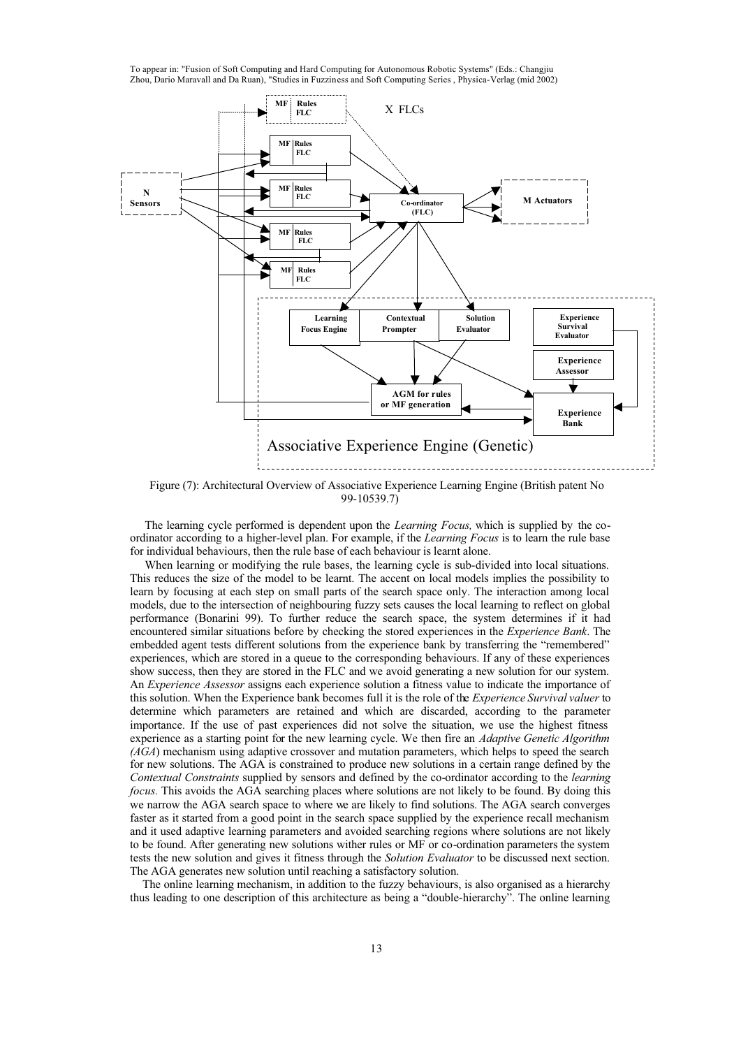MF Rules FLC

X FLCs

MF Rules FLC

MF Rules FLC

N Sensors

Co-ordinator (FLC)

M Actuators

MF Rules FLC

MF Rules FLC

Learning Focus Engine

Contextual Prompter

Solution Evaluator

Experience Survival Evaluator

Experience Assessor

AGM for rules or MF generation

Experience Bank

Associative Experience Engine (Genetic)

Figure (7): Architectural Overview of Associative Experience Learning Engine (British patent No 99-10539.7)

The learning cycle performed is dependent upon the *Learning Focus,* which is supplied by the co-ordinator according to a higher-level plan. For example, if the *Learning Focus* is to learn the rule base for individual behaviours, then the rule base of each behaviour is learnt alone.

When learning or modifying the rule bases, the learning cycle is sub-divided into local situations. This reduces the size of the model to be learnt. The accent on local models implies the possibility to learn by focusing at each step on small parts of the search space only. The interaction among local models, due to the intersection of neighbouring fuzzy sets causes the local learning to reflect on global performance (Bonarini 99). To further reduce the search space, the system determines if it had encountered similar situations before by checking the stored experiences in the *Experience Bank*. The embedded agent tests different solutions from the experience bank by transferring the "remembered" experiences, which are stored in a queue to the corresponding behaviours. If any of these experiences show success, then they are stored in the FLC and we avoid generating a new solution for our system. An *Experience Assessor* assigns each experience solution a fitness value to indicate the importance of this solution. When the Experience bank becomes full it is the role of the *Experience Survival valuer* to determine which parameters are retained and which are discarded, according to the parameter importance. If the use of past experiences did not solve the situation, we use the highest fitness experience as a starting point for the new learning cycle. We then fire an *Adaptive Genetic Algorithm (AGA*) mechanism using adaptive crossover and mutation parameters, which helps to speed the search for new solutions. The AGA is constrained to produce new solutions in a certain range defined by the *Contextual Constraints* supplied by sensors and defined by the co-ordinator according to the *learning focus.* This avoids the AGA searching places where solutions are not likely to be found. By doing this we narrow the AGA search space to where we are likely to find solutions. The AGA search converges faster as it started from a good point in the search space supplied by the experience recall mechanism and it used adaptive learning parameters and avoided searching regions where solutions are not likely to be found. After generating new solutions wither rules or MF or co-ordination parameters the system tests the new solution and gives it fitness through the *Solution Evaluator* to be discussed next section. The AGA generates new solution until reaching a satisfactory solution.

The online learning mechanism, in addition to the fuzzy behaviours, is also organised as a hierarchy thus leading to one description of this architecture as being a "double-hierarchy". The online learning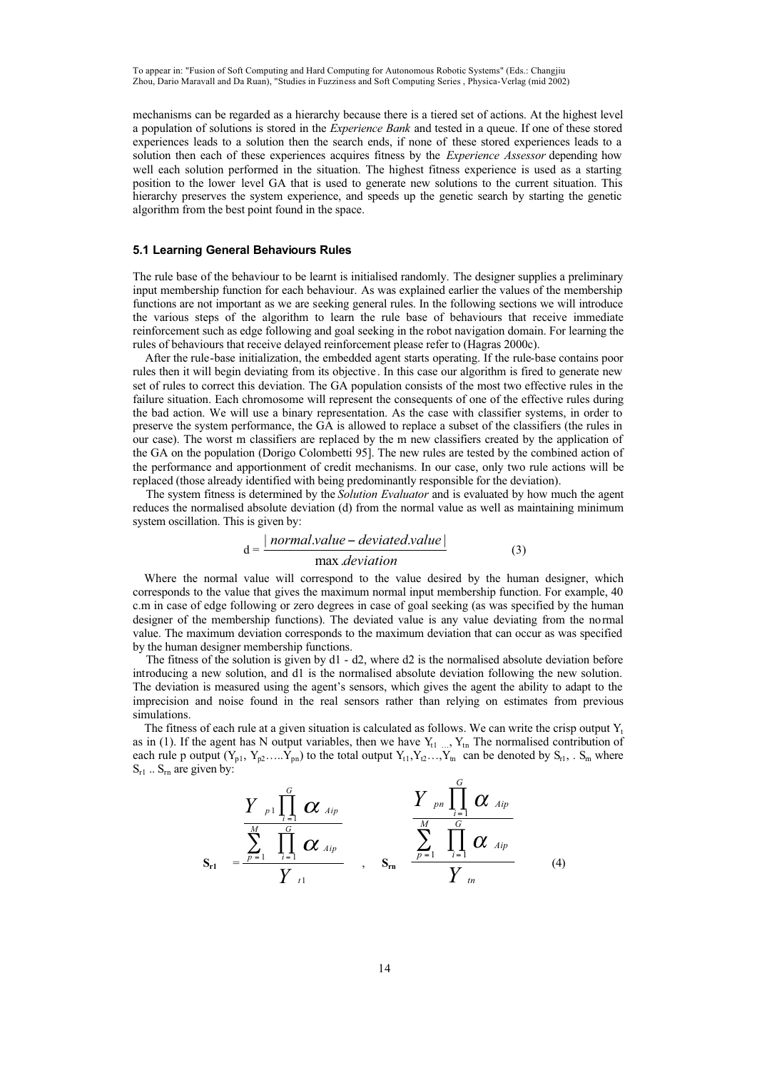mechanisms can be regarded as a hierarchy because there is a tiered set of actions. At the highest level a population of solutions is stored in the *Experience Bank* and tested in a queue. If one of these stored experiences leads to a solution then the search ends, if none of these stored experiences leads to a solution then each of these experiences acquires fitness by the *Experience Assessor* depending how well each solution performed in the situation. The highest fitness experience is used as a starting position to the lower level GA that is used to generate new solutions to the current situation. This hierarchy preserves the system experience, and speeds up the genetic search by starting the genetic algorithm from the best point found in the space.

### 5.1 Learning General Behaviours Rules

The rule base of the behaviour to be learnt is initialised randomly. The designer supplies a preliminary input membership function for each behaviour. As was explained earlier the values of the membership functions are not important as we are seeking general rules. In the following sections we will introduce the various steps of the algorithm to learn the rule base of behaviours that receive immediate reinforcement such as edge following and goal seeking in the robot navigation domain. For learning the rules of behaviours that receive delayed reinforcement please refer to (Hagras 2000c).

After the rule-base initialization, the embedded agent starts operating. If the rule-base contains poor rules then it will begin deviating from its objective. In this case our algorithm is fired to generate new set of rules to correct this deviation. The GA population consists of the most two effective rules in the failure situation. Each chromosome will represent the consequents of one of the effective rules during the bad action. We will use a binary representation. As the case with classifier systems, in order to preserve the system performance, the GA is allowed to replace a subset of the classifiers (the rules in our case). The worst m classifiers are replaced by the m new classifiers created by the application of the GA on the population (Dorigo Colombetti 95]. The new rules are tested by the combined action of the performance and apportionment of credit mechanisms. In our case, only two rule actions will be replaced (those already identified with being predominantly responsible for the deviation).

The system fitness is determined by the *Solution Evaluator* and is evaluated by how much the agent reduces the normalised absolute deviation (d) from the normal value as well as maintaining minimum system oscillation. This is given by:

$$d = \frac{|\,normal.value - deviated.value\,|}{\max.deviation} \qquad (3)$$

Where the normal value will correspond to the value desired by the human designer, which corresponds to the value that gives the maximum normal input membership function. For example, 40 c.m in case of edge following or zero degrees in case of goal seeking (as was specified by the human designer of the membership functions). The deviated value is any value deviating from the normal value. The maximum deviation corresponds to the maximum deviation that can occur as was specified by the human designer membership functions.

The fitness of the solution is given by d1 - d2, where d2 is the normalised absolute deviation before introducing a new solution, and d1 is the normalised absolute deviation following the new solution. The deviation is measured using the agent's sensors, which gives the agent the ability to adapt to the imprecision and noise found in the real sensors rather than relying on estimates from previous simulations.

The fitness of each rule at a given situation is calculated as follows. We can write the crisp output $Y_t$ as in (1). If the agent has N output variables, then we have $Y_{t1}$ ..., $Y_{tn}$ The normalised contribution of each rule p output ($Y_{p1}$, $Y_{p2}$.....$Y_{pn}$) to the total output $Y_{t1}, Y_{t2}\ldots, Y_{tn}$ can be denoted by $S_{r1}$, . $S_{rn}$ where $S_{r1}$ .. $S_{rn}$ are given by:

$$S_{r1} = \frac{\dfrac{Y_{p1}\prod_{i=1}^{G}\alpha_{Aip}}{\sum_{p=1}^{M}\prod_{i=1}^{G}\alpha_{Aip}}}{Y_{t1}} \quad , \quad S_{rn} \; \frac{\dfrac{Y_{pn}\prod_{i=1}^{G}\alpha_{Aip}}{\sum_{p=1}^{M}\prod_{i=1}^{G}\alpha_{Aip}}}{Y_{tn}} \qquad (4)$$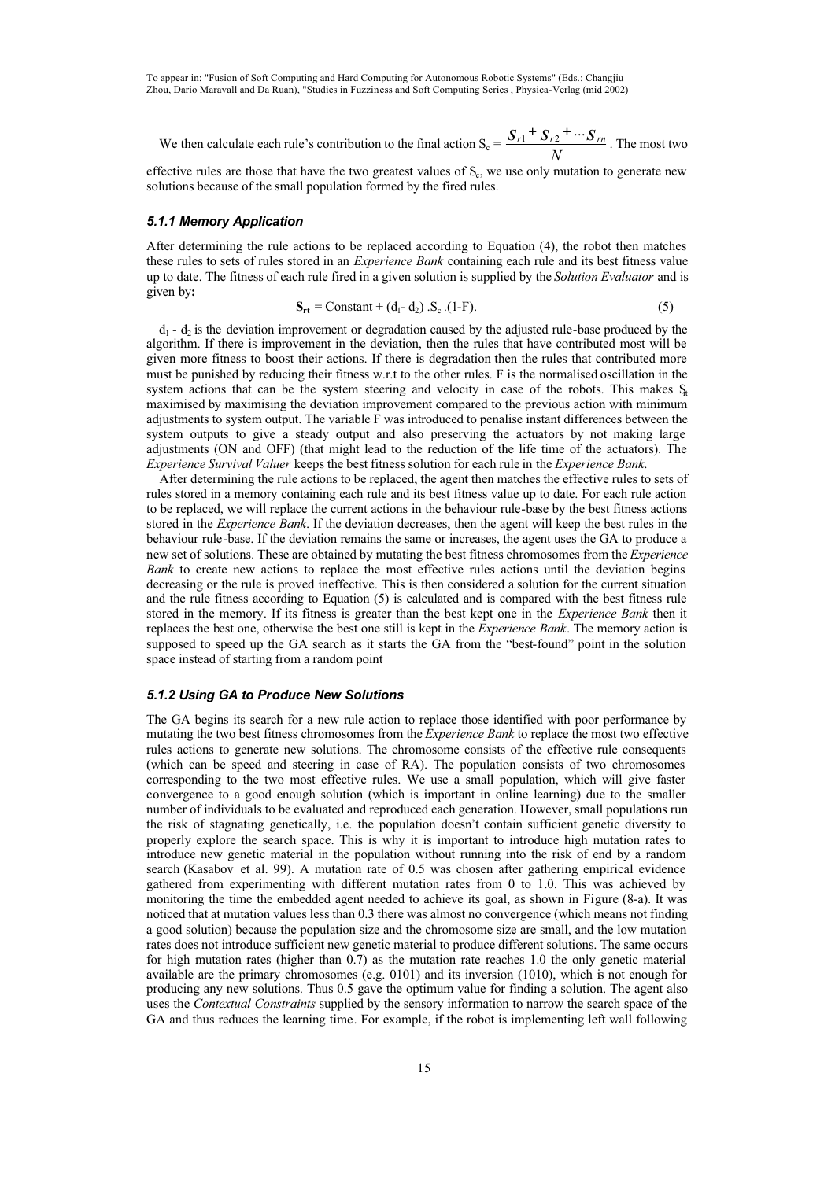We then calculate each rule's contribution to the final action $S_c = \frac{S_{r1} + S_{r2} + \cdots S_{rn}}{N}$. The most two effective rules are those that have the two greatest values of $S_c$, we use only mutation to generate new solutions because of the small population formed by the fired rules.

### *5.1.1 Memory Application*

After determining the rule actions to be replaced according to Equation (4), the robot then matches these rules to sets of rules stored in an *Experience Bank* containing each rule and its best fitness value up to date. The fitness of each rule fired in a given solution is supplied by the *Solution Evaluator* and is given by**:**

$$\mathbf{S_{rt}} = \text{Constant} + (d_1 - d_2) \,.S_c\,.(1-F). \tag{5}$$

$d_1$ - $d_2$ is the deviation improvement or degradation caused by the adjusted rule-base produced by the algorithm. If there is improvement in the deviation, then the rules that have contributed most will be given more fitness to boost their actions. If there is degradation then the rules that contributed more must be punished by reducing their fitness w.r.t to the other rules. F is the normalised oscillation in the system actions that can be the system steering and velocity in case of the robots. This makes $S_t$ maximised by maximising the deviation improvement compared to the previous action with minimum adjustments to system output. The variable F was introduced to penalise instant differences between the system outputs to give a steady output and also preserving the actuators by not making large adjustments (ON and OFF) (that might lead to the reduction of the life time of the actuators). The *Experience Survival Valuer* keeps the best fitness solution for each rule in the *Experience Bank*.

After determining the rule actions to be replaced, the agent then matches the effective rules to sets of rules stored in a memory containing each rule and its best fitness value up to date. For each rule action to be replaced, we will replace the current actions in the behaviour rule-base by the best fitness actions stored in the *Experience Bank*. If the deviation decreases, then the agent will keep the best rules in the behaviour rule-base. If the deviation remains the same or increases, the agent uses the GA to produce a new set of solutions. These are obtained by mutating the best fitness chromosomes from the *Experience Bank* to create new actions to replace the most effective rules actions until the deviation begins decreasing or the rule is proved ineffective. This is then considered a solution for the current situation and the rule fitness according to Equation (5) is calculated and is compared with the best fitness rule stored in the memory. If its fitness is greater than the best kept one in the *Experience Bank* then it replaces the best one, otherwise the best one still is kept in the *Experience Bank*. The memory action is supposed to speed up the GA search as it starts the GA from the "best-found" point in the solution space instead of starting from a random point

### *5.1.2 Using GA to Produce New Solutions*

The GA begins its search for a new rule action to replace those identified with poor performance by mutating the two best fitness chromosomes from the *Experience Bank* to replace the most two effective rules actions to generate new solutions. The chromosome consists of the effective rule consequents (which can be speed and steering in case of RA). The population consists of two chromosomes corresponding to the two most effective rules. We use a small population, which will give faster convergence to a good enough solution (which is important in online learning) due to the smaller number of individuals to be evaluated and reproduced each generation. However, small populations run the risk of stagnating genetically, i.e. the population doesn't contain sufficient genetic diversity to properly explore the search space. This is why it is important to introduce high mutation rates to introduce new genetic material in the population without running into the risk of end by a random search (Kasabov et al. 99). A mutation rate of 0.5 was chosen after gathering empirical evidence gathered from experimenting with different mutation rates from 0 to 1.0. This was achieved by monitoring the time the embedded agent needed to achieve its goal, as shown in Figure (8-a). It was noticed that at mutation values less than 0.3 there was almost no convergence (which means not finding a good solution) because the population size and the chromosome size are small, and the low mutation rates does not introduce sufficient new genetic material to produce different solutions. The same occurs for high mutation rates (higher than 0.7) as the mutation rate reaches 1.0 the only genetic material available are the primary chromosomes (e.g. 0101) and its inversion (1010), which is not enough for producing any new solutions. Thus 0.5 gave the optimum value for finding a solution. The agent also uses the *Contextual Constraints* supplied by the sensory information to narrow the search space of the GA and thus reduces the learning time. For example, if the robot is implementing left wall following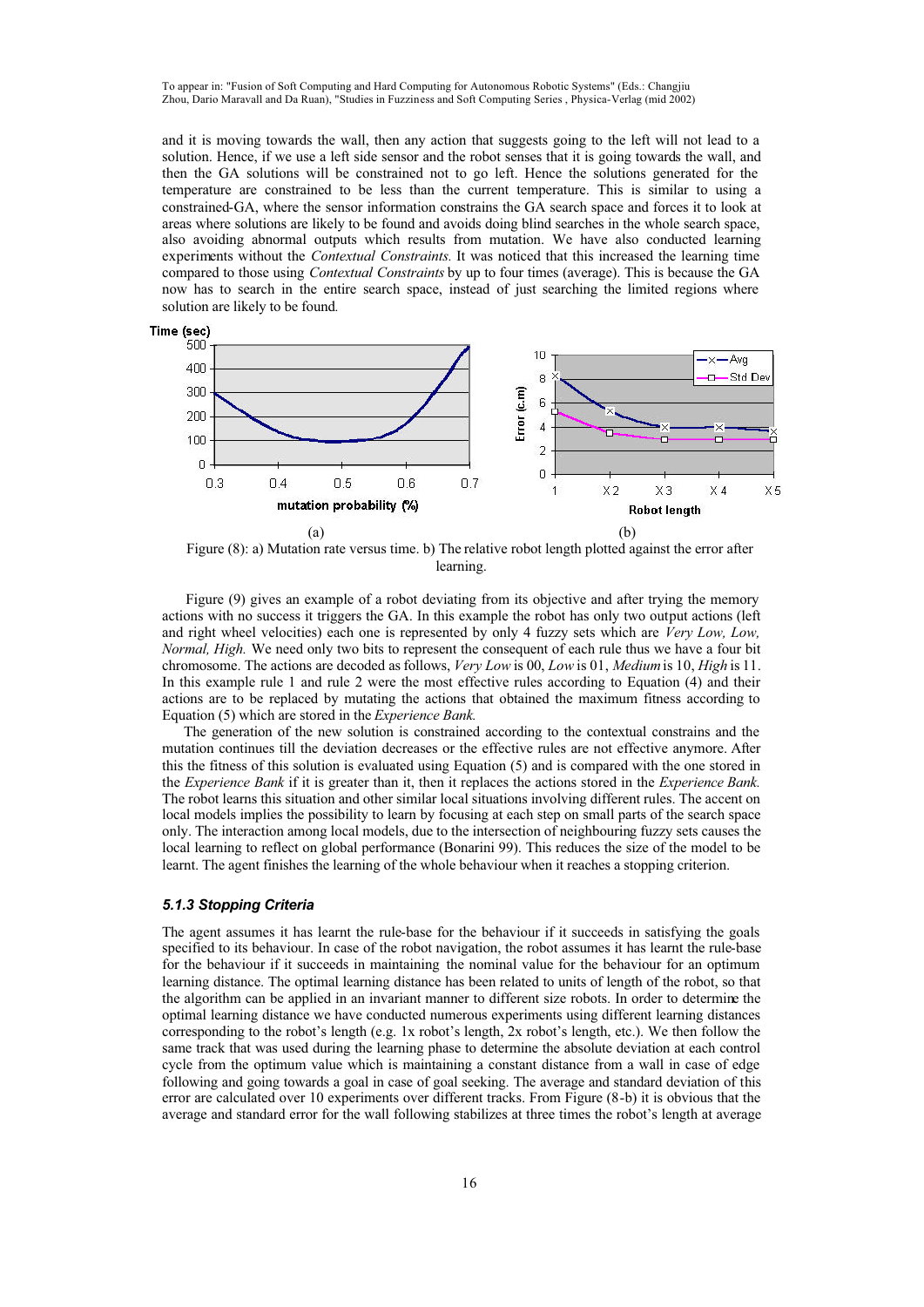and it is moving towards the wall, then any action that suggests going to the left will not lead to a solution. Hence, if we use a left side sensor and the robot senses that it is going towards the wall, and then the GA solutions will be constrained not to go left. Hence the solutions generated for the temperature are constrained to be less than the current temperature. This is similar to using a constrained-GA, where the sensor information constrains the GA search space and forces it to look at areas where solutions are likely to be found and avoids doing blind searches in the whole search space, also avoiding abnormal outputs which results from mutation. We have also conducted learning experiments without the *Contextual Constraints.* It was noticed that this increased the learning time compared to those using *Contextual Constraints* by up to four times (average). This is because the GA now has to search in the entire search space, instead of just searching the limited regions where solution are likely to be found.

Figure (8): a) Mutation rate versus time. b) The relative robot length plotted against the error after learning.

Figure (9) gives an example of a robot deviating from its objective and after trying the memory actions with no success it triggers the GA. In this example the robot has only two output actions (left and right wheel velocities) each one is represented by only 4 fuzzy sets which are *Very Low, Low, Normal, High.* We need only two bits to represent the consequent of each rule thus we have a four bit chromosome. The actions are decoded as follows, *Very Low* is 00, *Low* is 01, *Medium* is 10, *High* is 11. In this example rule 1 and rule 2 were the most effective rules according to Equation (4) and their actions are to be replaced by mutating the actions that obtained the maximum fitness according to Equation (5) which are stored in the *Experience Bank.*

The generation of the new solution is constrained according to the contextual constrains and the mutation continues till the deviation decreases or the effective rules are not effective anymore. After this the fitness of this solution is evaluated using Equation (5) and is compared with the one stored in the *Experience Bank* if it is greater than it, then it replaces the actions stored in the *Experience Bank.* The robot learns this situation and other similar local situations involving different rules. The accent on local models implies the possibility to learn by focusing at each step on small parts of the search space only. The interaction among local models, due to the intersection of neighbouring fuzzy sets causes the local learning to reflect on global performance (Bonarini 99). This reduces the size of the model to be learnt. The agent finishes the learning of the whole behaviour when it reaches a stopping criterion.

### *5.1.3 Stopping Criteria*

The agent assumes it has learnt the rule-base for the behaviour if it succeeds in satisfying the goals specified to its behaviour. In case of the robot navigation, the robot assumes it has learnt the rule-base for the behaviour if it succeeds in maintaining the nominal value for the behaviour for an optimum learning distance. The optimal learning distance has been related to units of length of the robot, so that the algorithm can be applied in an invariant manner to different size robots. In order to determine the optimal learning distance we have conducted numerous experiments using different learning distances corresponding to the robot's length (e.g. 1x robot's length, 2x robot's length, etc.). We then follow the same track that was used during the learning phase to determine the absolute deviation at each control cycle from the optimum value which is maintaining a constant distance from a wall in case of edge following and going towards a goal in case of goal seeking. The average and standard deviation of this error are calculated over 10 experiments over different tracks. From Figure (8-b) it is obvious that the average and standard error for the wall following stabilizes at three times the robot's length at average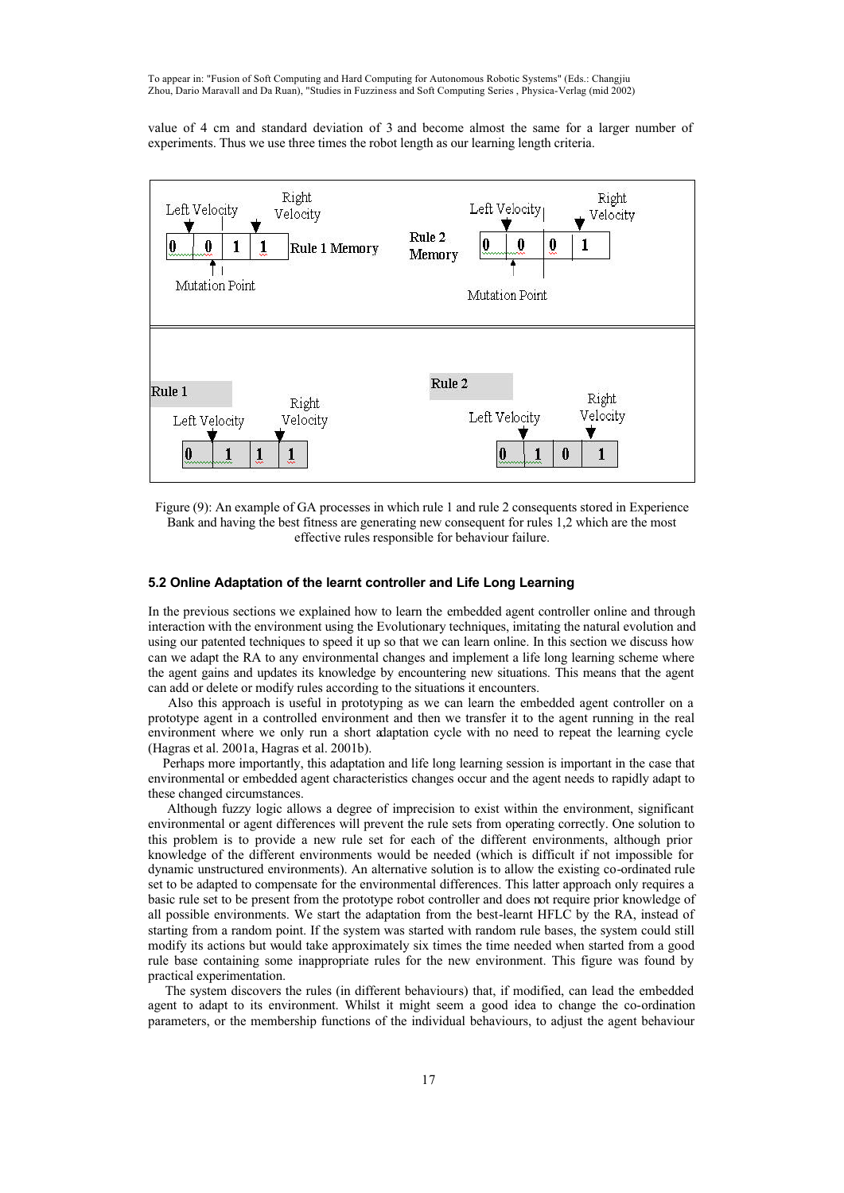value of 4 cm and standard deviation of 3 and become almost the same for a larger number of experiments. Thus we use three times the robot length as our learning length criteria.

Left Velocity
Right Velocity
0 0 1 1
Rule 1 Memory
Mutation Point

Rule 2 Memory
Left Velocity
Right Velocity
0 0 0 1
Mutation Point

Rule 1
Left Velocity
Right Velocity
0 1 1 1

Rule 2
Left Velocity
Right Velocity
0 1 0 1

Figure (9): An example of GA processes in which rule 1 and rule 2 consequents stored in Experience Bank and having the best fitness are generating new consequent for rules 1,2 which are the most effective rules responsible for behaviour failure.

### 5.2 Online Adaptation of the learnt controller and Life Long Learning

In the previous sections we explained how to learn the embedded agent controller online and through interaction with the environment using the Evolutionary techniques, imitating the natural evolution and using our patented techniques to speed it up so that we can learn online. In this section we discuss how can we adapt the RA to any environmental changes and implement a life long learning scheme where the agent gains and updates its knowledge by encountering new situations. This means that the agent can add or delete or modify rules according to the situations it encounters.

Also this approach is useful in prototyping as we can learn the embedded agent controller on a prototype agent in a controlled environment and then we transfer it to the agent running in the real environment where we only run a short adaptation cycle with no need to repeat the learning cycle (Hagras et al. 2001a, Hagras et al. 2001b).

Perhaps more importantly, this adaptation and life long learning session is important in the case that environmental or embedded agent characteristics changes occur and the agent needs to rapidly adapt to these changed circumstances.

Although fuzzy logic allows a degree of imprecision to exist within the environment, significant environmental or agent differences will prevent the rule sets from operating correctly. One solution to this problem is to provide a new rule set for each of the different environments, although prior knowledge of the different environments would be needed (which is difficult if not impossible for dynamic unstructured environments). An alternative solution is to allow the existing co-ordinated rule set to be adapted to compensate for the environmental differences. This latter approach only requires a basic rule set to be present from the prototype robot controller and does not require prior knowledge of all possible environments. We start the adaptation from the best-learnt HFLC by the RA, instead of starting from a random point. If the system was started with random rule bases, the system could still modify its actions but would take approximately six times the time needed when started from a good rule base containing some inappropriate rules for the new environment. This figure was found by practical experimentation.

The system discovers the rules (in different behaviours) that, if modified, can lead the embedded agent to adapt to its environment. Whilst it might seem a good idea to change the co-ordination parameters, or the membership functions of the individual behaviours, to adjust the agent behaviour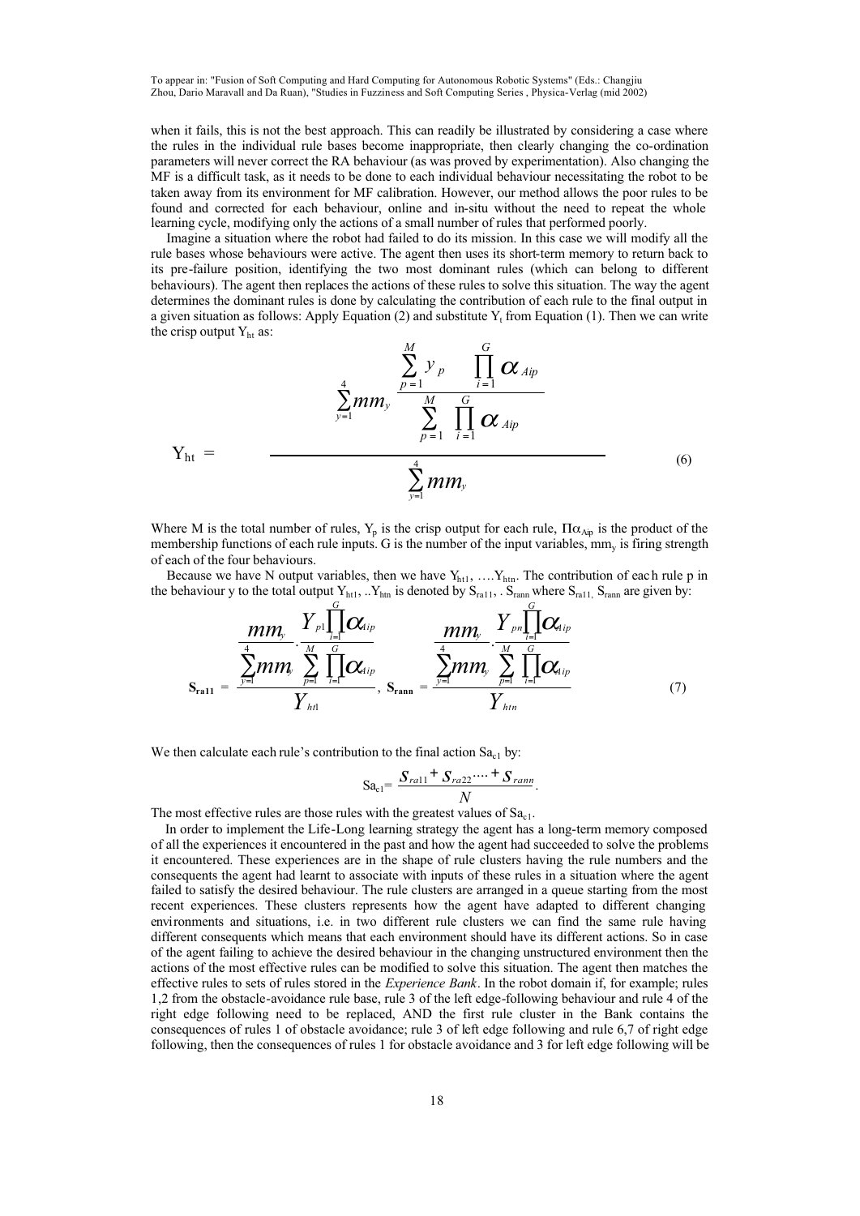when it fails, this is not the best approach. This can readily be illustrated by considering a case where the rules in the individual rule bases become inappropriate, then clearly changing the co-ordination parameters will never correct the RA behaviour (as was proved by experimentation). Also changing the MF is a difficult task, as it needs to be done to each individual behaviour necessitating the robot to be taken away from its environment for MF calibration. However, our method allows the poor rules to be found and corrected for each behaviour, online and in-situ without the need to repeat the whole learning cycle, modifying only the actions of a small number of rules that performed poorly.

Imagine a situation where the robot had failed to do its mission. In this case we will modify all the rule bases whose behaviours were active. The agent then uses its short-term memory to return back to its pre-failure position, identifying the two most dominant rules (which can belong to different behaviours). The agent then replaces the actions of these rules to solve this situation. The way the agent determines the dominant rules is done by calculating the contribution of each rule to the final output in a given situation as follows: Apply Equation (2) and substitute $Y_t$ from Equation (1). Then we can write the crisp output $Y_{ht}$ as:

$$Y_{ht} = \frac{\sum_{y=1}^{4} mm_y \dfrac{\sum_{p=1}^{M} y_p \prod_{i=1}^{G} \alpha_{Aip}}{\sum_{p=1}^{M} \prod_{i=1}^{G} \alpha_{Aip}}}{\sum_{y=1}^{4} mm_y} \tag{6}$$

Where M is the total number of rules, $Y_p$ is the crisp output for each rule, $\Pi\alpha_{Aip}$ is the product of the membership functions of each rule inputs. G is the number of the input variables, $mm_y$ is firing strength of each of the four behaviours.

Because we have N output variables, then we have $Y_{ht1}, \ldots Y_{htn}$. The contribution of each rule p in the behaviour y to the total output $Y_{ht1}, \ldots Y_{htn}$ is denoted by $S_{ra11}, \ldots S_{rann}$ where $S_{ra11}, S_{rann}$ are given by:

$$\mathbf{S_{ra11}} = \frac{\dfrac{mm_y}{\sum_{y=1}^{4} mm_y} \cdot \dfrac{Y_{p1} \prod_{i=1}^{G} \alpha_{Aip}}{\sum_{p=1}^{M} \prod_{i=1}^{G} \alpha_{Aip}}}{Y_{ht1}}, \quad \mathbf{S_{rann}} = \frac{\dfrac{mm_y}{\sum_{y=1}^{4} mm_y} \cdot \dfrac{Y_{pn} \prod_{i=1}^{G} \alpha_{Aip}}{\sum_{p=1}^{M} \prod_{i=1}^{G} \alpha_{Aip}}}{Y_{htn}} \tag{7}$$

We then calculate each rule's contribution to the final action $Sa_{c1}$ by:

$$Sa_{c1} = \frac{S_{ra11} + S_{ra22} \cdots + S_{rann}}{N}.$$

The most effective rules are those rules with the greatest values of $Sa_{c1}$.

In order to implement the Life-Long learning strategy the agent has a long-term memory composed of all the experiences it encountered in the past and how the agent had succeeded to solve the problems it encountered. These experiences are in the shape of rule clusters having the rule numbers and the consequents the agent had learnt to associate with inputs of these rules in a situation where the agent failed to satisfy the desired behaviour. The rule clusters are arranged in a queue starting from the most recent experiences. These clusters represents how the agent have adapted to different changing environments and situations, i.e. in two different rule clusters we can find the same rule having different consequents which means that each environment should have its different actions. So in case of the agent failing to achieve the desired behaviour in the changing unstructured environment then the actions of the most effective rules can be modified to solve this situation. The agent then matches the effective rules to sets of rules stored in the *Experience Bank*. In the robot domain if, for example; rules 1,2 from the obstacle-avoidance rule base, rule 3 of the left edge-following behaviour and rule 4 of the right edge following need to be replaced, AND the first rule cluster in the Bank contains the consequences of rules 1 of obstacle avoidance; rule 3 of left edge following and rule 6,7 of right edge following, then the consequences of rules 1 for obstacle avoidance and 3 for left edge following will be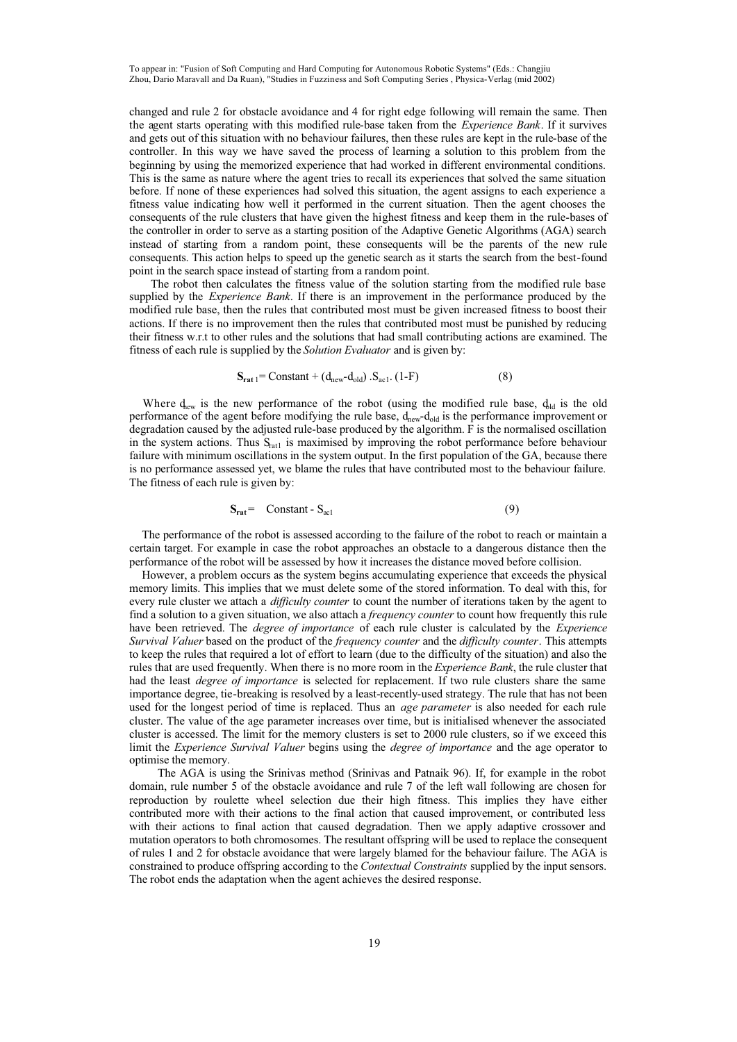changed and rule 2 for obstacle avoidance and 4 for right edge following will remain the same. Then the agent starts operating with this modified rule-base taken from the *Experience Bank*. If it survives and gets out of this situation with no behaviour failures, then these rules are kept in the rule-base of the controller. In this way we have saved the process of learning a solution to this problem from the beginning by using the memorized experience that had worked in different environmental conditions. This is the same as nature where the agent tries to recall its experiences that solved the same situation before. If none of these experiences had solved this situation, the agent assigns to each experience a fitness value indicating how well it performed in the current situation. Then the agent chooses the consequents of the rule clusters that have given the highest fitness and keep them in the rule-bases of the controller in order to serve as a starting position of the Adaptive Genetic Algorithms (AGA) search instead of starting from a random point, these consequents will be the parents of the new rule consequents. This action helps to speed up the genetic search as it starts the search from the best-found point in the search space instead of starting from a random point.

The robot then calculates the fitness value of the solution starting from the modified rule base supplied by the *Experience Bank*. If there is an improvement in the performance produced by the modified rule base, then the rules that contributed most must be given increased fitness to boost their actions. If there is no improvement then the rules that contributed most must be punished by reducing their fitness w.r.t to other rules and the solutions that had small contributing actions are examined. The fitness of each rule is supplied by the *Solution Evaluator* and is given by:

$$\mathbf{S_{rat\,1}} = \text{Constant} + (d_{new} - d_{old}) \,.\, S_{ac1} \,.\, (1\text{-}F) \qquad (8)$$

Where $d_{new}$ is the new performance of the robot (using the modified rule base, $d_{old}$ is the old performance of the agent before modifying the rule base, $d_{new}$-$d_{old}$ is the performance improvement or degradation caused by the adjusted rule-base produced by the algorithm. F is the normalised oscillation in the system actions. Thus $S_{rat1}$ is maximised by improving the robot performance before behaviour failure with minimum oscillations in the system output. In the first population of the GA, because there is no performance assessed yet, we blame the rules that have contributed most to the behaviour failure. The fitness of each rule is given by:

$$\mathbf{S_{rat}} = \quad \text{Constant} - S_{ac1} \qquad (9)$$

The performance of the robot is assessed according to the failure of the robot to reach or maintain a certain target. For example in case the robot approaches an obstacle to a dangerous distance then the performance of the robot will be assessed by how it increases the distance moved before collision.

However, a problem occurs as the system begins accumulating experience that exceeds the physical memory limits. This implies that we must delete some of the stored information. To deal with this, for every rule cluster we attach a *difficulty counter* to count the number of iterations taken by the agent to find a solution to a given situation, we also attach a *frequency counter* to count how frequently this rule have been retrieved. The *degree of importance* of each rule cluster is calculated by the *Experience Survival Valuer* based on the product of the *frequency counter* and the *difficulty counter*. This attempts to keep the rules that required a lot of effort to learn (due to the difficulty of the situation) and also the rules that are used frequently. When there is no more room in the *Experience Bank*, the rule cluster that had the least *degree of importance* is selected for replacement. If two rule clusters share the same importance degree, tie-breaking is resolved by a least-recently-used strategy. The rule that has not been used for the longest period of time is replaced. Thus an *age parameter* is also needed for each rule cluster. The value of the age parameter increases over time, but is initialised whenever the associated cluster is accessed. The limit for the memory clusters is set to 2000 rule clusters, so if we exceed this limit the *Experience Survival Valuer* begins using the *degree of importance* and the age operator to optimise the memory.

The AGA is using the Srinivas method (Srinivas and Patnaik 96). If, for example in the robot domain, rule number 5 of the obstacle avoidance and rule 7 of the left wall following are chosen for reproduction by roulette wheel selection due their high fitness. This implies they have either contributed more with their actions to the final action that caused improvement, or contributed less with their actions to final action that caused degradation. Then we apply adaptive crossover and mutation operators to both chromosomes. The resultant offspring will be used to replace the consequent of rules 1 and 2 for obstacle avoidance that were largely blamed for the behaviour failure. The AGA is constrained to produce offspring according to the *Contextual Constraints* supplied by the input sensors. The robot ends the adaptation when the agent achieves the desired response.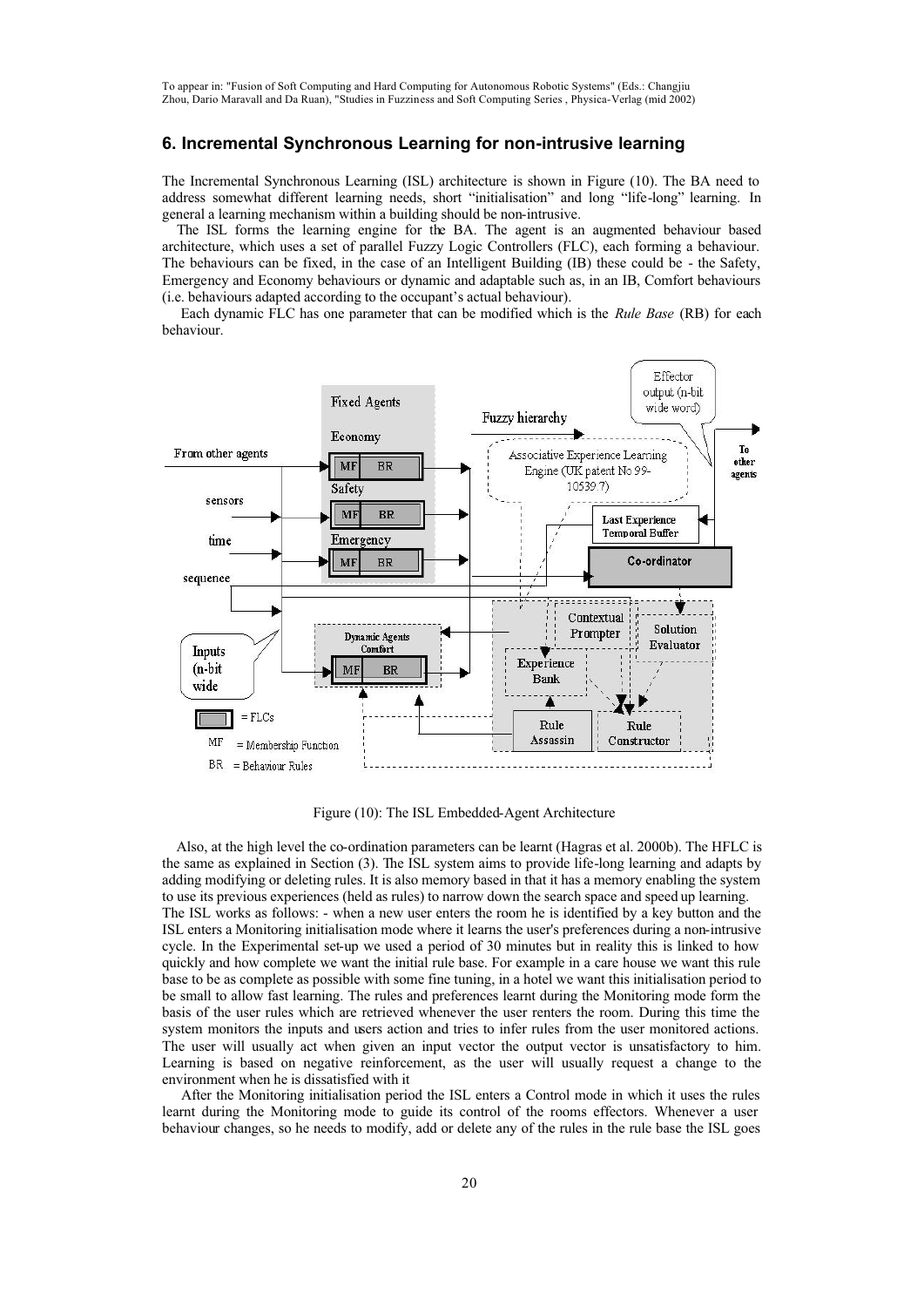## 6. Incremental Synchronous Learning for non-intrusive learning

The Incremental Synchronous Learning (ISL) architecture is shown in Figure (10). The BA need to address somewhat different learning needs, short "initialisation" and long "life-long" learning. In general a learning mechanism within a building should be non-intrusive.

The ISL forms the learning engine for the BA. The agent is an augmented behaviour based architecture, which uses a set of parallel Fuzzy Logic Controllers (FLC), each forming a behaviour. The behaviours can be fixed, in the case of an Intelligent Building (IB) these could be - the Safety, Emergency and Economy behaviours or dynamic and adaptable such as, in an IB, Comfort behaviours (i.e. behaviours adapted according to the occupant's actual behaviour).

Each dynamic FLC has one parameter that can be modified which is the *Rule Base* (RB) for each behaviour.

Figure (10): The ISL Embedded-Agent Architecture

Also, at the high level the co-ordination parameters can be learnt (Hagras et al. 2000b). The HFLC is the same as explained in Section (3). The ISL system aims to provide life-long learning and adapts by adding modifying or deleting rules. It is also memory based in that it has a memory enabling the system to use its previous experiences (held as rules) to narrow down the search space and speed up learning.
The ISL works as follows: - when a new user enters the room he is identified by a key button and the ISL enters a Monitoring initialisation mode where it learns the user's preferences during a non-intrusive cycle. In the Experimental set-up we used a period of 30 minutes but in reality this is linked to how quickly and how complete we want the initial rule base. For example in a care house we want this rule base to be as complete as possible with some fine tuning, in a hotel we want this initialisation period to be small to allow fast learning. The rules and preferences learnt during the Monitoring mode form the basis of the user rules which are retrieved whenever the user renters the room. During this time the system monitors the inputs and users action and tries to infer rules from the user monitored actions. The user will usually act when given an input vector the output vector is unsatisfactory to him. Learning is based on negative reinforcement, as the user will usually request a change to the environment when he is dissatisfied with it

After the Monitoring initialisation period the ISL enters a Control mode in which it uses the rules learnt during the Monitoring mode to guide its control of the rooms effectors. Whenever a user behaviour changes, so he needs to modify, add or delete any of the rules in the rule base the ISL goes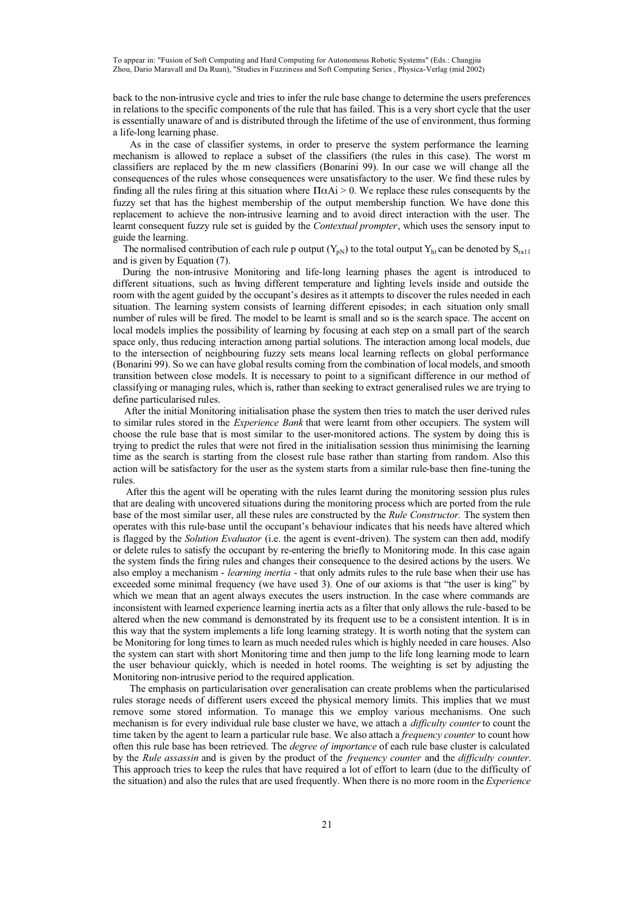back to the non-intrusive cycle and tries to infer the rule base change to determine the users preferences in relations to the specific components of the rule that has failed. This is a very short cycle that the user is essentially unaware of and is distributed through the lifetime of the use of environment, thus forming a life-long learning phase.

As in the case of classifier systems, in order to preserve the system performance the learning mechanism is allowed to replace a subset of the classifiers (the rules in this case). The worst m classifiers are replaced by the m new classifiers (Bonarini 99). In our case we will change all the consequences of the rules whose consequences were unsatisfactory to the user. We find these rules by finding all the rules firing at this situation where $\Pi\alpha Ai > 0$. We replace these rules consequents by the fuzzy set that has the highest membership of the output membership function. We have done this replacement to achieve the non-intrusive learning and to avoid direct interaction with the user. The learnt consequent fuzzy rule set is guided by the *Contextual prompter*, which uses the sensory input to guide the learning.

The normalised contribution of each rule p output ($Y_{pN}$) to the total output $Y_{ht}$ can be denoted by $S_{ra11}$ and is given by Equation (7).

During the non-intrusive Monitoring and life-long learning phases the agent is introduced to different situations, such as having different temperature and lighting levels inside and outside the room with the agent guided by the occupant's desires as it attempts to discover the rules needed in each situation. The learning system consists of learning different episodes; in each situation only small number of rules will be fired. The model to be learnt is small and so is the search space. The accent on local models implies the possibility of learning by focusing at each step on a small part of the search space only, thus reducing interaction among partial solutions. The interaction among local models, due to the intersection of neighbouring fuzzy sets means local learning reflects on global performance (Bonarini 99). So we can have global results coming from the combination of local models, and smooth transition between close models. It is necessary to point to a significant difference in our method of classifying or managing rules, which is, rather than seeking to extract generalised rules we are trying to define particularised rules.

After the initial Monitoring initialisation phase the system then tries to match the user derived rules to similar rules stored in the *Experience Bank* that were learnt from other occupiers. The system will choose the rule base that is most similar to the user-monitored actions. The system by doing this is trying to predict the rules that were not fired in the initialisation session thus minimising the learning time as the search is starting from the closest rule base rather than starting from random. Also this action will be satisfactory for the user as the system starts from a similar rule-base then fine-tuning the rules.

After this the agent will be operating with the rules learnt during the monitoring session plus rules that are dealing with uncovered situations during the monitoring process which are ported from the rule base of the most similar user, all these rules are constructed by the *Rule Constructor.* The system then operates with this rule-base until the occupant's behaviour indicates that his needs have altered which is flagged by the *Solution Evaluator* (i.e. the agent is event-driven). The system can then add, modify or delete rules to satisfy the occupant by re-entering the briefly to Monitoring mode. In this case again the system finds the firing rules and changes their consequence to the desired actions by the users. We also employ a mechanism - *learning inertia* - that only admits rules to the rule base when their use has exceeded some minimal frequency (we have used 3). One of our axioms is that "the user is king" by which we mean that an agent always executes the users instruction. In the case where commands are inconsistent with learned experience learning inertia acts as a filter that only allows the rule-based to be altered when the new command is demonstrated by its frequent use to be a consistent intention. It is in this way that the system implements a life long learning strategy. It is worth noting that the system can be Monitoring for long times to learn as much needed rules which is highly needed in care houses. Also the system can start with short Monitoring time and then jump to the life long learning mode to learn the user behaviour quickly, which is needed in hotel rooms. The weighting is set by adjusting the Monitoring non-intrusive period to the required application.

The emphasis on particularisation over generalisation can create problems when the particularised rules storage needs of different users exceed the physical memory limits. This implies that we must remove some stored information. To manage this we employ various mechanisms. One such mechanism is for every individual rule base cluster we have, we attach a *difficulty counter* to count the time taken by the agent to learn a particular rule base. We also attach a *frequency counter* to count how often this rule base has been retrieved. The *degree of importance* of each rule base cluster is calculated by the *Rule assassin* and is given by the product of the *frequency counter* and the *difficulty counter*. This approach tries to keep the rules that have required a lot of effort to learn (due to the difficulty of the situation) and also the rules that are used frequently. When there is no more room in the *Experience*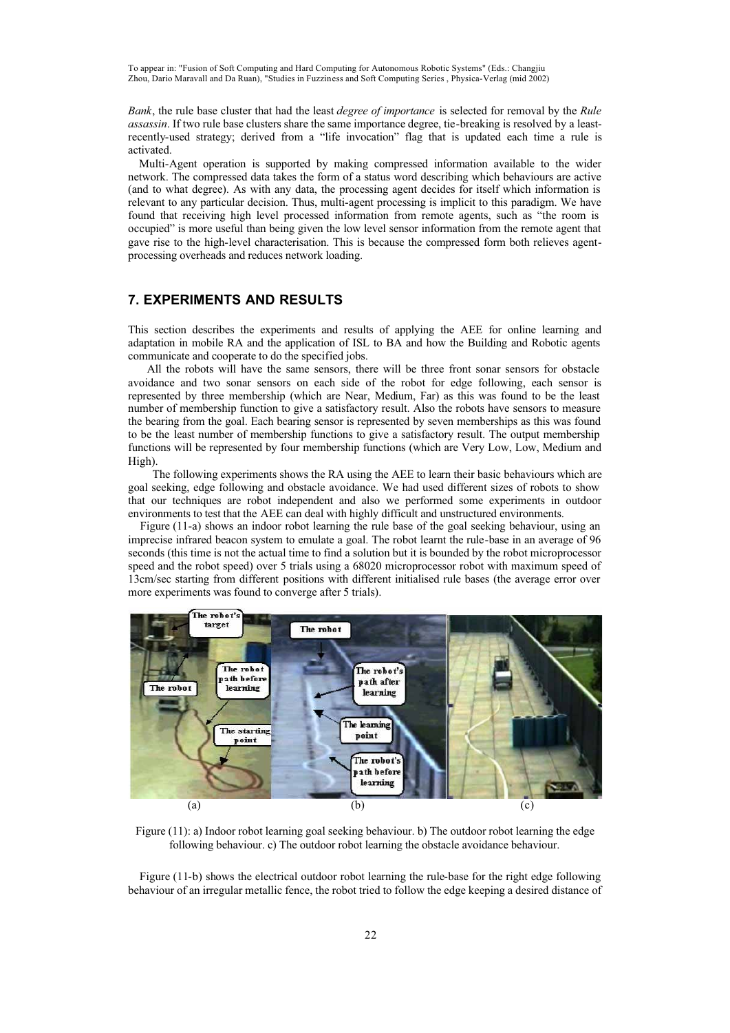*Bank*, the rule base cluster that had the least *degree of importance* is selected for removal by the *Rule assassin*. If two rule base clusters share the same importance degree, tie-breaking is resolved by a least-recently-used strategy; derived from a "life invocation" flag that is updated each time a rule is activated.

Multi-Agent operation is supported by making compressed information available to the wider network. The compressed data takes the form of a status word describing which behaviours are active (and to what degree). As with any data, the processing agent decides for itself which information is relevant to any particular decision. Thus, multi-agent processing is implicit to this paradigm. We have found that receiving high level processed information from remote agents, such as "the room is occupied" is more useful than being given the low level sensor information from the remote agent that gave rise to the high-level characterisation. This is because the compressed form both relieves agent-processing overheads and reduces network loading.

## 7. EXPERIMENTS AND RESULTS

This section describes the experiments and results of applying the AEE for online learning and adaptation in mobile RA and the application of ISL to BA and how the Building and Robotic agents communicate and cooperate to do the specified jobs.

All the robots will have the same sensors, there will be three front sonar sensors for obstacle avoidance and two sonar sensors on each side of the robot for edge following, each sensor is represented by three membership (which are Near, Medium, Far) as this was found to be the least number of membership function to give a satisfactory result. Also the robots have sensors to measure the bearing from the goal. Each bearing sensor is represented by seven memberships as this was found to be the least number of membership functions to give a satisfactory result. The output membership functions will be represented by four membership functions (which are Very Low, Low, Medium and High).

The following experiments shows the RA using the AEE to learn their basic behaviours which are goal seeking, edge following and obstacle avoidance. We had used different sizes of robots to show that our techniques are robot independent and also we performed some experiments in outdoor environments to test that the AEE can deal with highly difficult and unstructured environments.

Figure (11-a) shows an indoor robot learning the rule base of the goal seeking behaviour, using an imprecise infrared beacon system to emulate a goal. The robot learnt the rule-base in an average of 96 seconds (this time is not the actual time to find a solution but it is bounded by the robot microprocessor speed and the robot speed) over 5 trials using a 68020 microprocessor robot with maximum speed of 13cm/sec starting from different positions with different initialised rule bases (the average error over more experiments was found to converge after 5 trials).

The robot's target
The robot
The robot path before learning
The starting point
(a)

The robot
The robot's path after learning
The learning point
The robot's path before learning
(b)

(c)

Figure (11): a) Indoor robot learning goal seeking behaviour. b) The outdoor robot learning the edge following behaviour. c) The outdoor robot learning the obstacle avoidance behaviour.

Figure (11-b) shows the electrical outdoor robot learning the rule-base for the right edge following behaviour of an irregular metallic fence, the robot tried to follow the edge keeping a desired distance of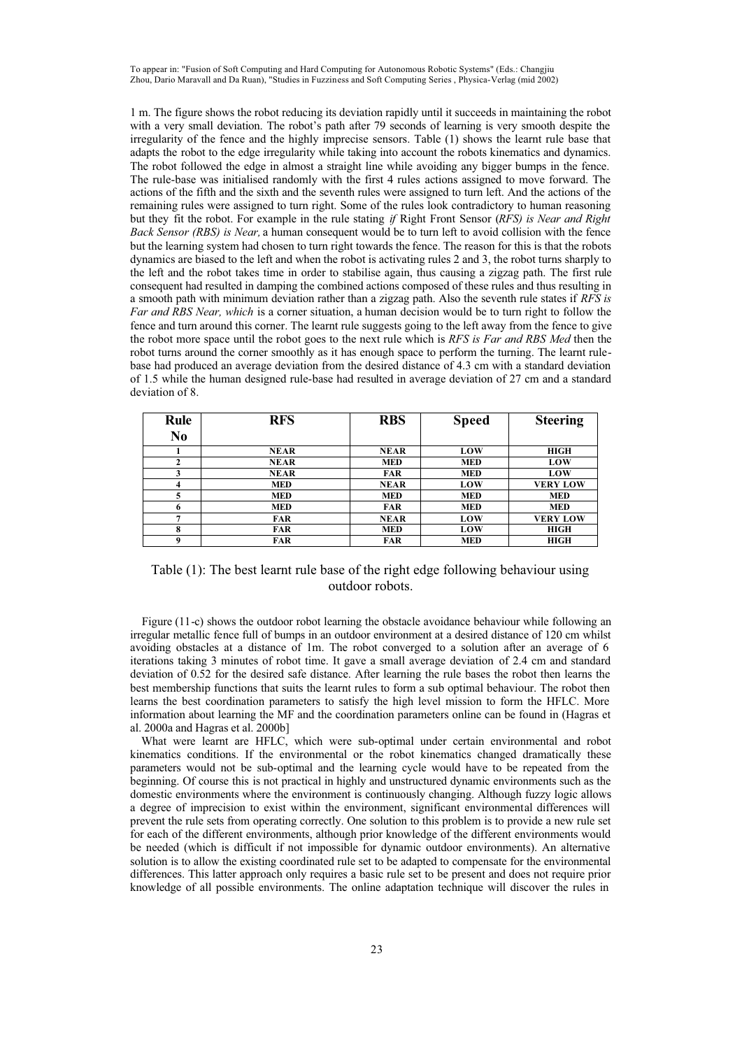1 m. The figure shows the robot reducing its deviation rapidly until it succeeds in maintaining the robot with a very small deviation. The robot's path after 79 seconds of learning is very smooth despite the irregularity of the fence and the highly imprecise sensors. Table (1) shows the learnt rule base that adapts the robot to the edge irregularity while taking into account the robots kinematics and dynamics. The robot followed the edge in almost a straight line while avoiding any bigger bumps in the fence. The rule-base was initialised randomly with the first 4 rules actions assigned to move forward. The actions of the fifth and the sixth and the seventh rules were assigned to turn left. And the actions of the remaining rules were assigned to turn right. Some of the rules look contradictory to human reasoning but they fit the robot. For example in the rule stating *if* Right Front Sensor (*RFS) is Near and Right Back Sensor (RBS) is Near,* a human consequent would be to turn left to avoid collision with the fence but the learning system had chosen to turn right towards the fence. The reason for this is that the robots dynamics are biased to the left and when the robot is activating rules 2 and 3, the robot turns sharply to the left and the robot takes time in order to stabilise again, thus causing a zigzag path. The first rule consequent had resulted in damping the combined actions composed of these rules and thus resulting in a smooth path with minimum deviation rather than a zigzag path. Also the seventh rule states if *RFS is Far and RBS Near, which* is a corner situation, a human decision would be to turn right to follow the fence and turn around this corner. The learnt rule suggests going to the left away from the fence to give the robot more space until the robot goes to the next rule which is *RFS is Far and RBS Med* then the robot turns around the corner smoothly as it has enough space to perform the turning. The learnt rule-base had produced an average deviation from the desired distance of 4.3 cm with a standard deviation of 1.5 while the human designed rule-base had resulted in average deviation of 27 cm and a standard deviation of 8.

| Rule No | RFS | RBS | Speed | Steering |
|---|---|---|---|---|
| 1 | NEAR | NEAR | LOW | HIGH |
| 2 | NEAR | MED | MED | LOW |
| 3 | NEAR | FAR | MED | LOW |
| 4 | MED | NEAR | LOW | VERY LOW |
| 5 | MED | MED | MED | MED |
| 6 | MED | FAR | MED | MED |
| 7 | FAR | NEAR | LOW | VERY LOW |
| 8 | FAR | MED | LOW | HIGH |
| 9 | FAR | FAR | MED | HIGH |

Table (1): The best learnt rule base of the right edge following behaviour using outdoor robots.

Figure (11-c) shows the outdoor robot learning the obstacle avoidance behaviour while following an irregular metallic fence full of bumps in an outdoor environment at a desired distance of 120 cm whilst avoiding obstacles at a distance of 1m. The robot converged to a solution after an average of 6 iterations taking 3 minutes of robot time. It gave a small average deviation of 2.4 cm and standard deviation of 0.52 for the desired safe distance. After learning the rule bases the robot then learns the best membership functions that suits the learnt rules to form a sub optimal behaviour. The robot then learns the best coordination parameters to satisfy the high level mission to form the HFLC. More information about learning the MF and the coordination parameters online can be found in (Hagras et al. 2000a and Hagras et al. 2000b]

What were learnt are HFLC, which were sub-optimal under certain environmental and robot kinematics conditions. If the environmental or the robot kinematics changed dramatically these parameters would not be sub-optimal and the learning cycle would have to be repeated from the beginning. Of course this is not practical in highly and unstructured dynamic environments such as the domestic environments where the environment is continuously changing. Although fuzzy logic allows a degree of imprecision to exist within the environment, significant environmental differences will prevent the rule sets from operating correctly. One solution to this problem is to provide a new rule set for each of the different environments, although prior knowledge of the different environments would be needed (which is difficult if not impossible for dynamic outdoor environments). An alternative solution is to allow the existing coordinated rule set to be adapted to compensate for the environmental differences. This latter approach only requires a basic rule set to be present and does not require prior knowledge of all possible environments. The online adaptation technique will discover the rules in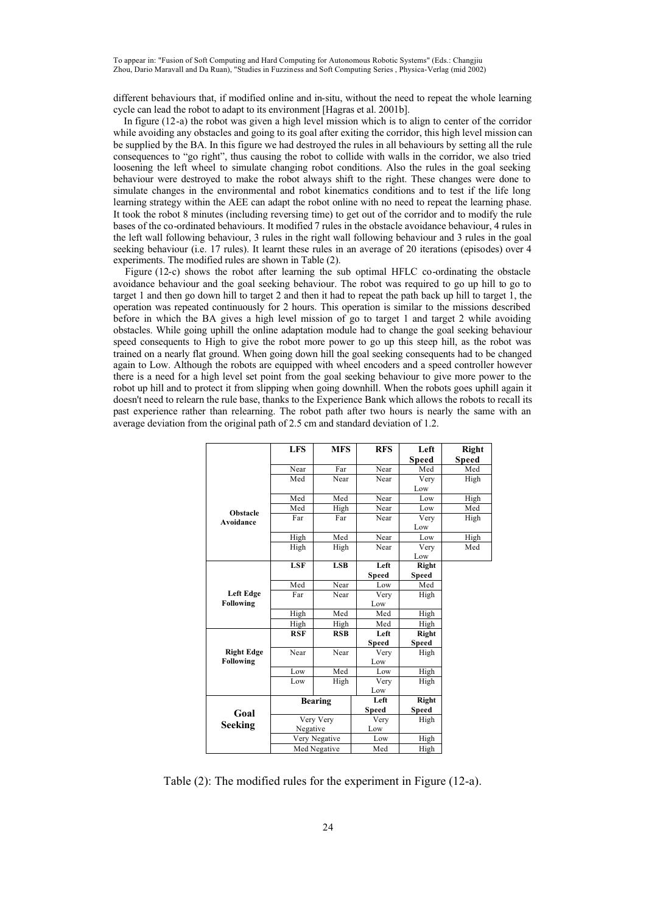different behaviours that, if modified online and in-situ, without the need to repeat the whole learning cycle can lead the robot to adapt to its environment [Hagras et al. 2001b].

In figure (12-a) the robot was given a high level mission which is to align to center of the corridor while avoiding any obstacles and going to its goal after exiting the corridor, this high level mission can be supplied by the BA. In this figure we had destroyed the rules in all behaviours by setting all the rule consequences to "go right", thus causing the robot to collide with walls in the corridor, we also tried loosening the left wheel to simulate changing robot conditions. Also the rules in the goal seeking behaviour were destroyed to make the robot always shift to the right. These changes were done to simulate changes in the environmental and robot kinematics conditions and to test if the life long learning strategy within the AEE can adapt the robot online with no need to repeat the learning phase. It took the robot 8 minutes (including reversing time) to get out of the corridor and to modify the rule bases of the co-ordinated behaviours. It modified 7 rules in the obstacle avoidance behaviour, 4 rules in the left wall following behaviour, 3 rules in the right wall following behaviour and 3 rules in the goal seeking behaviour (i.e. 17 rules). It learnt these rules in an average of 20 iterations (episodes) over 4 experiments. The modified rules are shown in Table (2).

Figure (12-c) shows the robot after learning the sub optimal HFLC co-ordinating the obstacle avoidance behaviour and the goal seeking behaviour. The robot was required to go up hill to go to target 1 and then go down hill to target 2 and then it had to repeat the path back up hill to target 1, the operation was repeated continuously for 2 hours. This operation is similar to the missions described before in which the BA gives a high level mission of go to target 1 and target 2 while avoiding obstacles. While going uphill the online adaptation module had to change the goal seeking behaviour speed consequents to High to give the robot more power to go up this steep hill, as the robot was trained on a nearly flat ground. When going down hill the goal seeking consequents had to be changed again to Low. Although the robots are equipped with wheel encoders and a speed controller however there is a need for a high level set point from the goal seeking behaviour to give more power to the robot up hill and to protect it from slipping when going downhill. When the robots goes uphill again it doesn't need to relearn the rule base, thanks to the Experience Bank which allows the robots to recall its past experience rather than relearning. The robot path after two hours is nearly the same with an average deviation from the original path of 2.5 cm and standard deviation of 1.2.

| | **LFS** | **MFS** | **RFS** | **Left Speed** | **Right Speed** |
|---|---|---|---|---|---|
| **Obstacle Avoidance** | Near | Far | Near | Med | Med |
| | Med | Near | Near | Very Low | High |
| | Med | Med | Near | Low | High |
| | Med | High | Near | Low | Med |
| | Far | Far | Near | Very Low | High |
| | High | Med | Near | Low | High |
| | High | High | Near | Very Low | Med |
| | **LSF** | **LSB** | **Left Speed** | **Right Speed** | |
| **Left Edge Following** | Med | Near | Low | Med | |
| | Far | Near | Very Low | High | |
| | High | Med | Med | High | |
| | High | High | Med | High | |
| | **RSF** | **RSB** | **Left Speed** | **Right Speed** | |
| **Right Edge Following** | Near | Near | Very Low | High | |
| | Low | Med | Low | High | |
| | Low | High | Very Low | High | |
| | **Bearing** | | **Left Speed** | **Right Speed** | |
| **Goal Seeking** | Very Very Negative | | Very Low | High | |
| | Very Negative | | Low | High | |
| | Med Negative | | Med | High | |

Table (2): The modified rules for the experiment in Figure (12-a).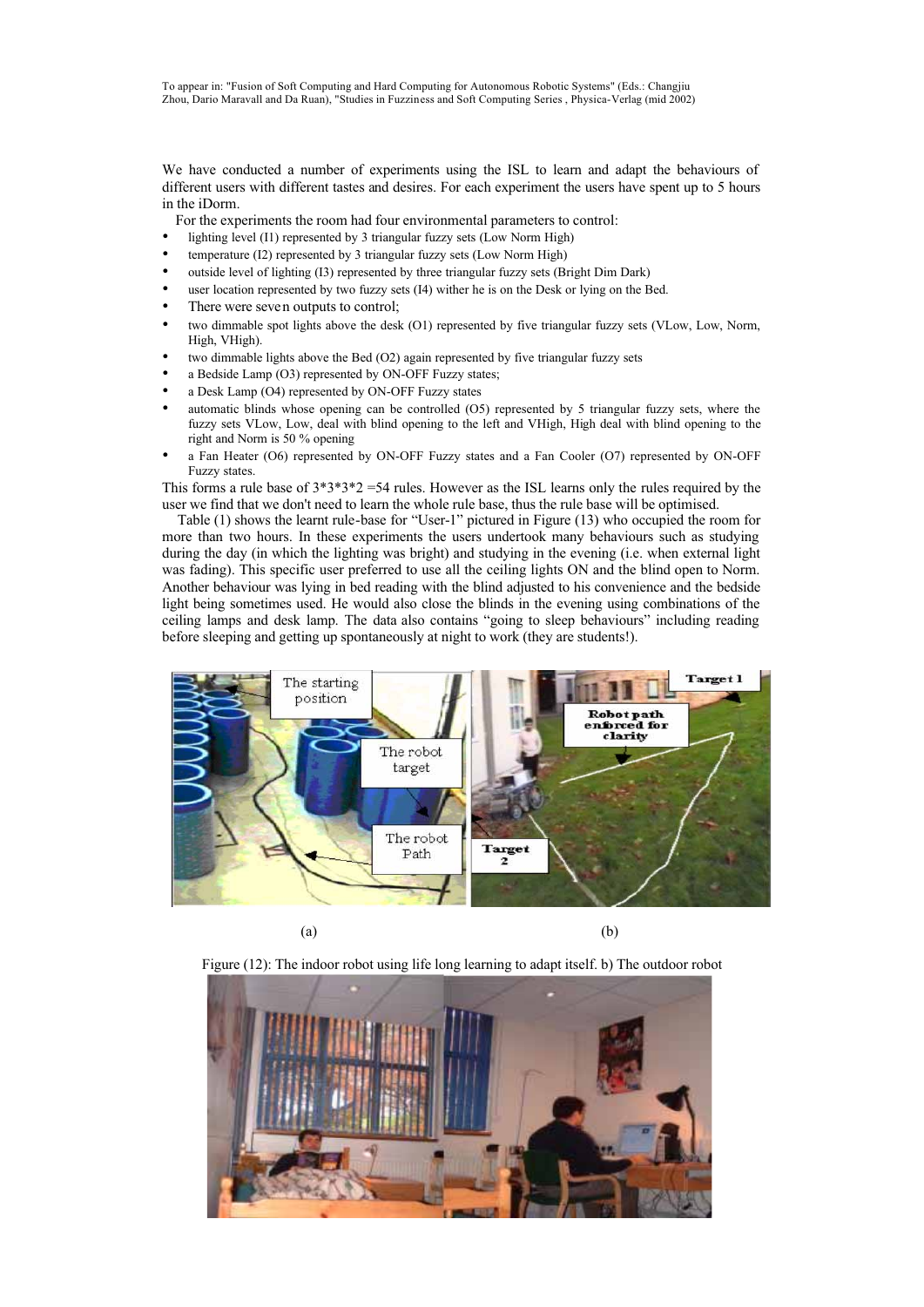We have conducted a number of experiments using the ISL to learn and adapt the behaviours of different users with different tastes and desires. For each experiment the users have spent up to 5 hours in the iDorm.

For the experiments the room had four environmental parameters to control:

- lighting level (I1) represented by 3 triangular fuzzy sets (Low Norm High)
- temperature (I2) represented by 3 triangular fuzzy sets (Low Norm High)
- outside level of lighting (I3) represented by three triangular fuzzy sets (Bright Dim Dark)
- user location represented by two fuzzy sets (I4) wither he is on the Desk or lying on the Bed.
- There were seven outputs to control;
- two dimmable spot lights above the desk (O1) represented by five triangular fuzzy sets (VLow, Low, Norm, High, VHigh).
- two dimmable lights above the Bed (O2) again represented by five triangular fuzzy sets
- a Bedside Lamp (O3) represented by ON-OFF Fuzzy states;
- a Desk Lamp (O4) represented by ON-OFF Fuzzy states
- automatic blinds whose opening can be controlled (O5) represented by 5 triangular fuzzy sets, where the fuzzy sets VLow, Low, deal with blind opening to the left and VHigh, High deal with blind opening to the right and Norm is 50 % opening
- a Fan Heater (O6) represented by ON-OFF Fuzzy states and a Fan Cooler (O7) represented by ON-OFF Fuzzy states.

This forms a rule base of 3*3*3*2 =54 rules. However as the ISL learns only the rules required by the user we find that we don't need to learn the whole rule base, thus the rule base will be optimised.

Table (1) shows the learnt rule-base for "User-1" pictured in Figure (13) who occupied the room for more than two hours. In these experiments the users undertook many behaviours such as studying during the day (in which the lighting was bright) and studying in the evening (i.e. when external light was fading). This specific user preferred to use all the ceiling lights ON and the blind open to Norm. Another behaviour was lying in bed reading with the blind adjusted to his convenience and the bedside light being sometimes used. He would also close the blinds in the evening using combinations of the ceiling lamps and desk lamp. The data also contains "going to sleep behaviours" including reading before sleeping and getting up spontaneously at night to work (they are students!).

(a) (b)

Figure (12): The indoor robot using life long learning to adapt itself. b) The outdoor robot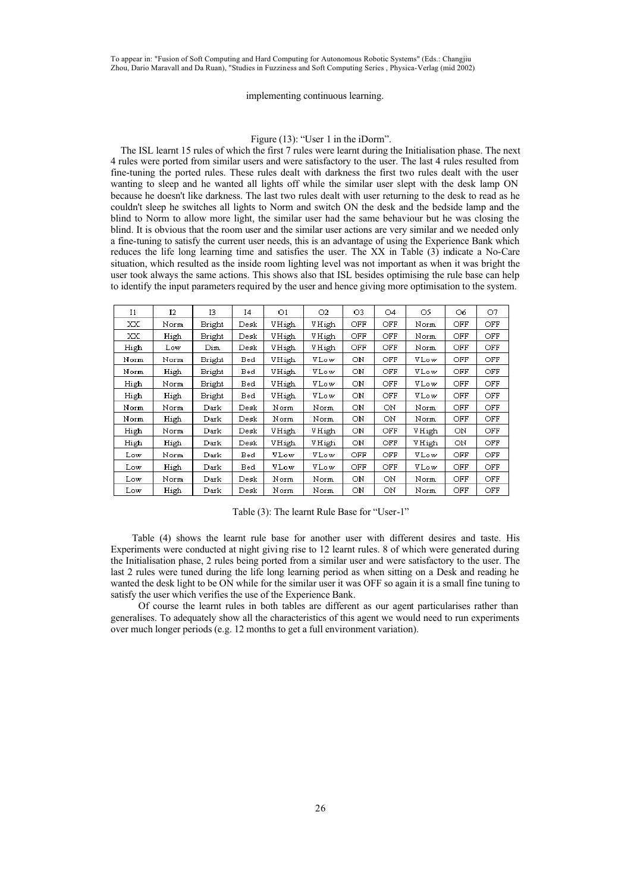implementing continuous learning.

Figure (13): "User 1 in the iDorm".

The ISL learnt 15 rules of which the first 7 rules were learnt during the Initialisation phase. The next 4 rules were ported from similar users and were satisfactory to the user. The last 4 rules resulted from fine-tuning the ported rules. These rules dealt with darkness the first two rules dealt with the user wanting to sleep and he wanted all lights off while the similar user slept with the desk lamp ON because he doesn't like darkness. The last two rules dealt with user returning to the desk to read as he couldn't sleep he switches all lights to Norm and switch ON the desk and the bedside lamp and the blind to Norm to allow more light, the similar user had the same behaviour but he was closing the blind. It is obvious that the room user and the similar user actions are very similar and we needed only a fine-tuning to satisfy the current user needs, this is an advantage of using the Experience Bank which reduces the life long learning time and satisfies the user. The XX in Table (3) indicate a No-Care situation, which resulted as the inside room lighting level was not important as when it was bright the user took always the same actions. This shows also that ISL besides optimising the rule base can help to identify the input parameters required by the user and hence giving more optimisation to the system.

| I1 | I2 | I3 | I4 | O1 | O2 | O3 | O4 | O5 | O6 | O7 |
|---|---|---|---|---|---|---|---|---|---|---|
| XX | Norm | Bright | Desk | VHigh | VHigh | OFF | OFF | Norm | OFF | OFF |
| XX | High | Bright | Desk | VHigh | VHigh | OFF | OFF | Norm | OFF | OFF |
| High | Low | Dim | Desk | VHigh | VHigh | OFF | OFF | Norm | OFF | OFF |
| Norm | Norm | Bright | Bed | VHigh | VLow | ON | OFF | VLow | OFF | OFF |
| Norm | High | Bright | Bed | VHigh | VLow | ON | OFF | VLow | OFF | OFF |
| High | Norm | Bright | Bed | VHigh | VLow | ON | OFF | VLow | OFF | OFF |
| High | High | Bright | Bed | VHigh | VLow | ON | OFF | VLow | OFF | OFF |
| Norm | Norm | Dark | Desk | Norm | Norm | ON | ON | Norm | OFF | OFF |
| Norm | High | Dark | Desk | Norm | Norm | ON | ON | Norm | OFF | OFF |
| High | Norm | Dark | Desk | VHigh | VHigh | ON | OFF | VHigh | ON | OFF |
| High | High | Dark | Desk | VHigh | VHigh | ON | OFF | VHigh | ON | OFF |
| Low | Norm | Dark | Bed | VLow | VLow | OFF | OFF | VLow | OFF | OFF |
| Low | High | Dark | Bed | VLow | VLow | OFF | OFF | VLow | OFF | OFF |
| Low | Norm | Dark | Desk | Norm | Norm | ON | ON | Norm | OFF | OFF |
| Low | High | Dark | Desk | Norm | Norm | ON | ON | Norm | OFF | OFF |

Table (3): The learnt Rule Base for "User-1"

Table (4) shows the learnt rule base for another user with different desires and taste. His Experiments were conducted at night giving rise to 12 learnt rules. 8 of which were generated during the Initialisation phase, 2 rules being ported from a similar user and were satisfactory to the user. The last 2 rules were tuned during the life long learning period as when sitting on a Desk and reading he wanted the desk light to be ON while for the similar user it was OFF so again it is a small fine tuning to satisfy the user which verifies the use of the Experience Bank.

Of course the learnt rules in both tables are different as our agent particularises rather than generalises. To adequately show all the characteristics of this agent we would need to run experiments over much longer periods (e.g. 12 months to get a full environment variation).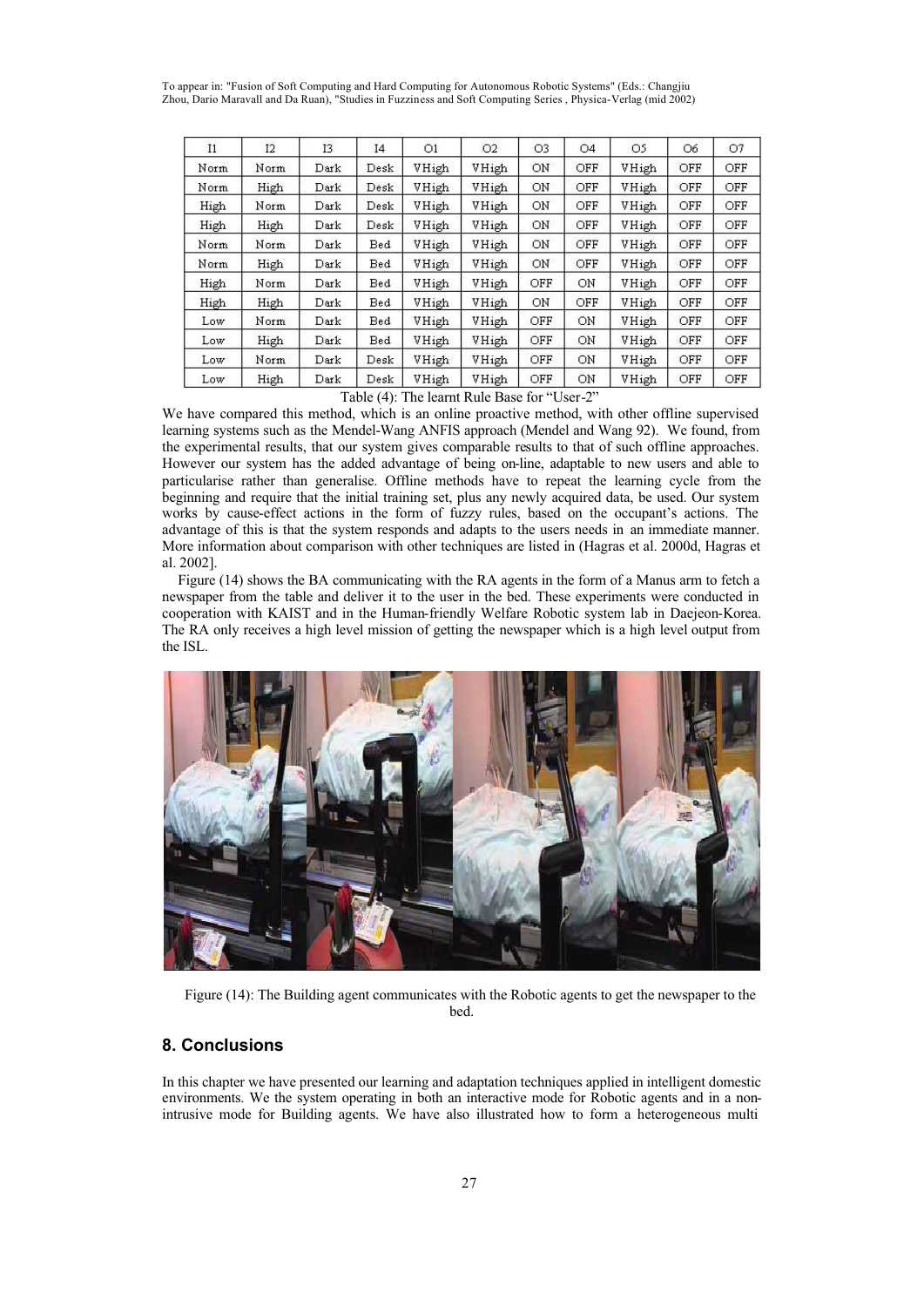| I1 | I2 | I3 | I4 | O1 | O2 | O3 | O4 | O5 | O6 | O7 |
|---|---|---|---|---|---|---|---|---|---|---|
| Norm | Norm | Dark | Desk | VHigh | VHigh | ON | OFF | VHigh | OFF | OFF |
| Norm | High | Dark | Desk | VHigh | VHigh | ON | OFF | VHigh | OFF | OFF |
| High | Norm | Dark | Desk | VHigh | VHigh | ON | OFF | VHigh | OFF | OFF |
| High | High | Dark | Desk | VHigh | VHigh | ON | OFF | VHigh | OFF | OFF |
| Norm | Norm | Dark | Bed | VHigh | VHigh | ON | OFF | VHigh | OFF | OFF |
| Norm | High | Dark | Bed | VHigh | VHigh | ON | OFF | VHigh | OFF | OFF |
| High | Norm | Dark | Bed | VHigh | VHigh | OFF | ON | VHigh | OFF | OFF |
| High | High | Dark | Bed | VHigh | VHigh | ON | OFF | VHigh | OFF | OFF |
| Low | Norm | Dark | Bed | VHigh | VHigh | OFF | ON | VHigh | OFF | OFF |
| Low | High | Dark | Bed | VHigh | VHigh | OFF | ON | VHigh | OFF | OFF |
| Low | Norm | Dark | Desk | VHigh | VHigh | OFF | ON | VHigh | OFF | OFF |
| Low | High | Dark | Desk | VHigh | VHigh | OFF | ON | VHigh | OFF | OFF |

Table (4): The learnt Rule Base for "User-2"

We have compared this method, which is an online proactive method, with other offline supervised learning systems such as the Mendel-Wang ANFIS approach (Mendel and Wang 92). We found, from the experimental results, that our system gives comparable results to that of such offline approaches. However our system has the added advantage of being on-line, adaptable to new users and able to particularise rather than generalise. Offline methods have to repeat the learning cycle from the beginning and require that the initial training set, plus any newly acquired data, be used. Our system works by cause-effect actions in the form of fuzzy rules, based on the occupant's actions. The advantage of this is that the system responds and adapts to the users needs in an immediate manner. More information about comparison with other techniques are listed in (Hagras et al. 2000d, Hagras et al. 2002].

Figure (14) shows the BA communicating with the RA agents in the form of a Manus arm to fetch a newspaper from the table and deliver it to the user in the bed. These experiments were conducted in cooperation with KAIST and in the Human-friendly Welfare Robotic system lab in Daejeon-Korea. The RA only receives a high level mission of getting the newspaper which is a high level output from the ISL.

Figure (14): The Building agent communicates with the Robotic agents to get the newspaper to the bed.

## 8. Conclusions

In this chapter we have presented our learning and adaptation techniques applied in intelligent domestic environments. We the system operating in both an interactive mode for Robotic agents and in a non-intrusive mode for Building agents. We have also illustrated how to form a heterogeneous multi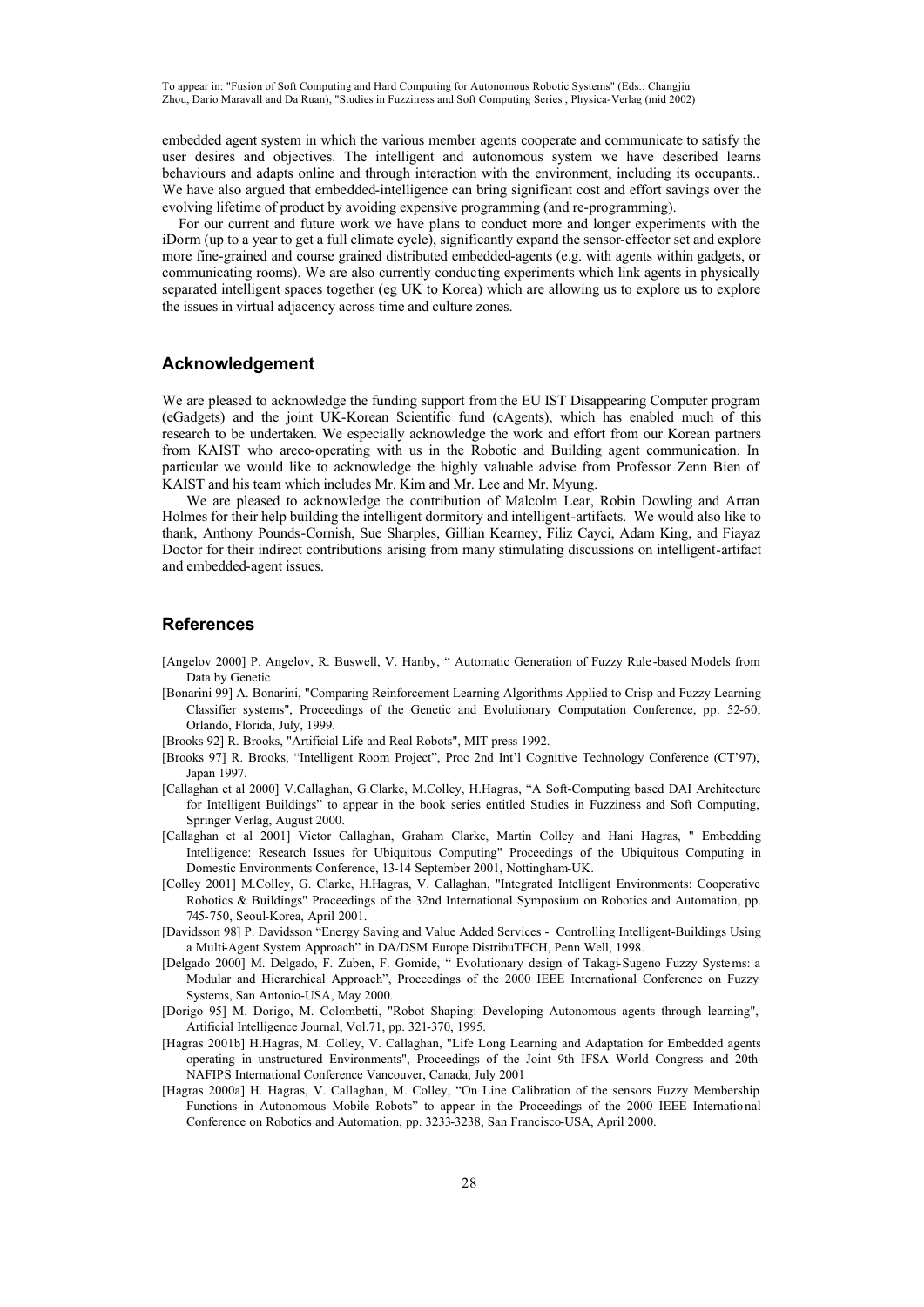embedded agent system in which the various member agents cooperate and communicate to satisfy the user desires and objectives. The intelligent and autonomous system we have described learns behaviours and adapts online and through interaction with the environment, including its occupants.. We have also argued that embedded-intelligence can bring significant cost and effort savings over the evolving lifetime of product by avoiding expensive programming (and re-programming).

For our current and future work we have plans to conduct more and longer experiments with the iDorm (up to a year to get a full climate cycle), significantly expand the sensor-effector set and explore more fine-grained and course grained distributed embedded-agents (e.g. with agents within gadgets, or communicating rooms). We are also currently conducting experiments which link agents in physically separated intelligent spaces together (eg UK to Korea) which are allowing us to explore us to explore the issues in virtual adjacency across time and culture zones.

## Acknowledgement

We are pleased to acknowledge the funding support from the EU IST Disappearing Computer program (eGadgets) and the joint UK-Korean Scientific fund (cAgents), which has enabled much of this research to be undertaken. We especially acknowledge the work and effort from our Korean partners from KAIST who areco-operating with us in the Robotic and Building agent communication. In particular we would like to acknowledge the highly valuable advise from Professor Zenn Bien of KAIST and his team which includes Mr. Kim and Mr. Lee and Mr. Myung.

We are pleased to acknowledge the contribution of Malcolm Lear, Robin Dowling and Arran Holmes for their help building the intelligent dormitory and intelligent-artifacts. We would also like to thank, Anthony Pounds-Cornish, Sue Sharples, Gillian Kearney, Filiz Cayci, Adam King, and Fiayaz Doctor for their indirect contributions arising from many stimulating discussions on intelligent-artifact and embedded-agent issues.

## References

[Angelov 2000] P. Angelov, R. Buswell, V. Hanby, " Automatic Generation of Fuzzy Rule-based Models from Data by Genetic

[Bonarini 99] A. Bonarini, "Comparing Reinforcement Learning Algorithms Applied to Crisp and Fuzzy Learning Classifier systems", Proceedings of the Genetic and Evolutionary Computation Conference, pp. 52-60, Orlando, Florida, July, 1999.

[Brooks 92] R. Brooks, "Artificial Life and Real Robots", MIT press 1992.

[Brooks 97] R. Brooks, "Intelligent Room Project", Proc 2nd Int'l Cognitive Technology Conference (CT'97), Japan 1997.

[Callaghan et al 2000] V.Callaghan, G.Clarke, M.Colley, H.Hagras, "A Soft-Computing based DAI Architecture for Intelligent Buildings" to appear in the book series entitled Studies in Fuzziness and Soft Computing, Springer Verlag, August 2000.

[Callaghan et al 2001] Victor Callaghan, Graham Clarke, Martin Colley and Hani Hagras, " Embedding Intelligence: Research Issues for Ubiquitous Computing" Proceedings of the Ubiquitous Computing in Domestic Environments Conference, 13-14 September 2001, Nottingham-UK.

[Colley 2001] M.Colley, G. Clarke, H.Hagras, V. Callaghan, "Integrated Intelligent Environments: Cooperative Robotics & Buildings" Proceedings of the 32nd International Symposium on Robotics and Automation, pp. 745-750, Seoul-Korea, April 2001.

[Davidsson 98] P. Davidsson "Energy Saving and Value Added Services - Controlling Intelligent-Buildings Using a Multi-Agent System Approach" in DA/DSM Europe DistribuTECH, Penn Well, 1998.

[Delgado 2000] M. Delgado, F. Zuben, F. Gomide, " Evolutionary design of Takagi-Sugeno Fuzzy Systems: a Modular and Hierarchical Approach", Proceedings of the 2000 IEEE International Conference on Fuzzy Systems, San Antonio-USA, May 2000.

[Dorigo 95] M. Dorigo, M. Colombetti, "Robot Shaping: Developing Autonomous agents through learning", Artificial Intelligence Journal, Vol.71, pp. 321-370, 1995.

[Hagras 2001b] H.Hagras, M. Colley, V. Callaghan, "Life Long Learning and Adaptation for Embedded agents operating in unstructured Environments", Proceedings of the Joint 9th IFSA World Congress and 20th NAFIPS International Conference Vancouver, Canada, July 2001

[Hagras 2000a] H. Hagras, V. Callaghan, M. Colley, "On Line Calibration of the sensors Fuzzy Membership Functions in Autonomous Mobile Robots" to appear in the Proceedings of the 2000 IEEE International Conference on Robotics and Automation, pp. 3233-3238, San Francisco-USA, April 2000.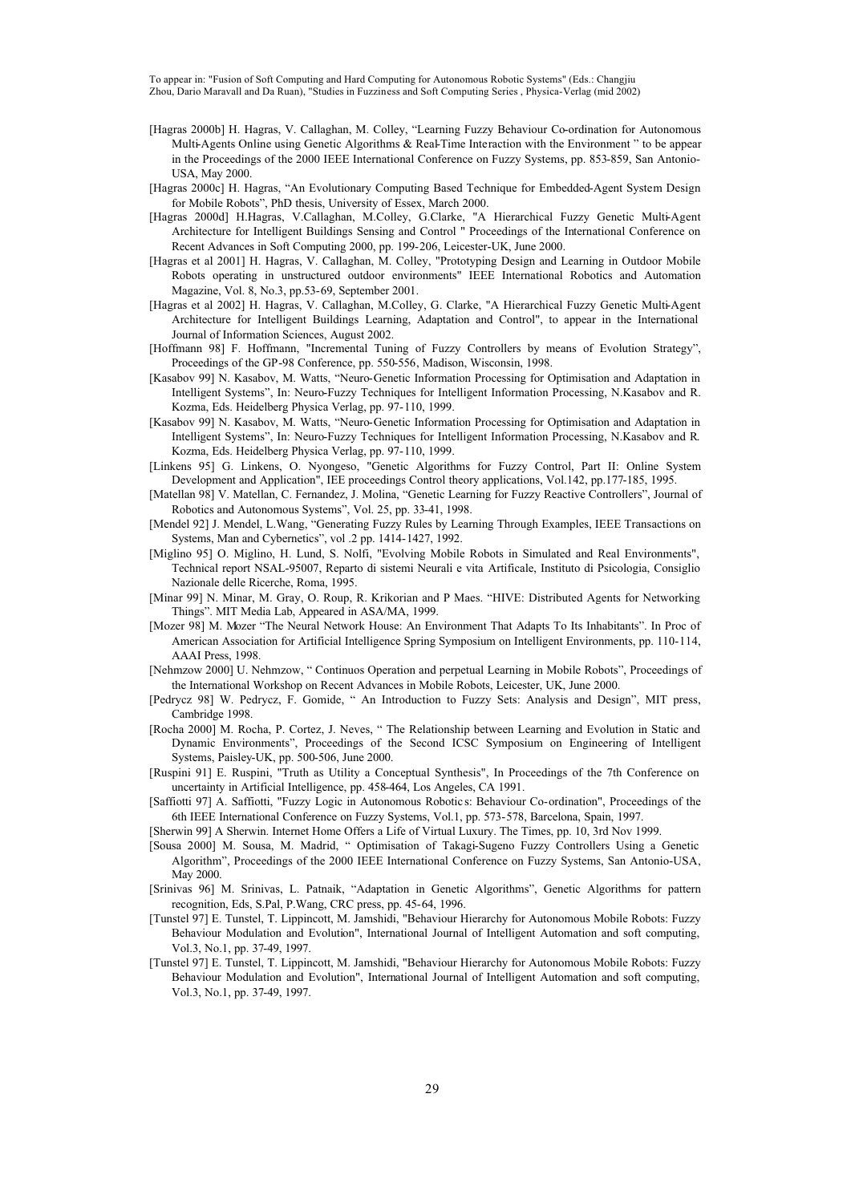[Hagras 2000b] H. Hagras, V. Callaghan, M. Colley, "Learning Fuzzy Behaviour Co-ordination for Autonomous Multi-Agents Online using Genetic Algorithms & Real-Time Interaction with the Environment " to be appear in the Proceedings of the 2000 IEEE International Conference on Fuzzy Systems, pp. 853-859, San Antonio-USA, May 2000.

[Hagras 2000c] H. Hagras, "An Evolutionary Computing Based Technique for Embedded-Agent System Design for Mobile Robots", PhD thesis, University of Essex, March 2000.

[Hagras 2000d] H.Hagras, V.Callaghan, M.Colley, G.Clarke, "A Hierarchical Fuzzy Genetic Multi-Agent Architecture for Intelligent Buildings Sensing and Control " Proceedings of the International Conference on Recent Advances in Soft Computing 2000, pp. 199-206, Leicester-UK, June 2000.

[Hagras et al 2001] H. Hagras, V. Callaghan, M. Colley, "Prototyping Design and Learning in Outdoor Mobile Robots operating in unstructured outdoor environments" IEEE International Robotics and Automation Magazine, Vol. 8, No.3, pp.53-69, September 2001.

[Hagras et al 2002] H. Hagras, V. Callaghan, M.Colley, G. Clarke, "A Hierarchical Fuzzy Genetic Multi-Agent Architecture for Intelligent Buildings Learning, Adaptation and Control", to appear in the International Journal of Information Sciences, August 2002.

[Hoffmann 98] F. Hoffmann, "Incremental Tuning of Fuzzy Controllers by means of Evolution Strategy", Proceedings of the GP-98 Conference, pp. 550-556, Madison, Wisconsin, 1998.

[Kasabov 99] N. Kasabov, M. Watts, "Neuro-Genetic Information Processing for Optimisation and Adaptation in Intelligent Systems", In: Neuro-Fuzzy Techniques for Intelligent Information Processing, N.Kasabov and R. Kozma, Eds. Heidelberg Physica Verlag, pp. 97-110, 1999.

[Kasabov 99] N. Kasabov, M. Watts, "Neuro-Genetic Information Processing for Optimisation and Adaptation in Intelligent Systems", In: Neuro-Fuzzy Techniques for Intelligent Information Processing, N.Kasabov and R. Kozma, Eds. Heidelberg Physica Verlag, pp. 97-110, 1999.

[Linkens 95] G. Linkens, O. Nyongeso, "Genetic Algorithms for Fuzzy Control, Part II: Online System Development and Application", IEE proceedings Control theory applications, Vol.142, pp.177-185, 1995.

[Matellan 98] V. Matellan, C. Fernandez, J. Molina, "Genetic Learning for Fuzzy Reactive Controllers", Journal of Robotics and Autonomous Systems", Vol. 25, pp. 33-41, 1998.

[Mendel 92] J. Mendel, L.Wang, "Generating Fuzzy Rules by Learning Through Examples, IEEE Transactions on Systems, Man and Cybernetics", vol .2 pp. 1414-1427, 1992.

[Miglino 95] O. Miglino, H. Lund, S. Nolfi, "Evolving Mobile Robots in Simulated and Real Environments", Technical report NSAL-95007, Reparto di sistemi Neurali e vita Artificale, Instituto di Psicologia, Consiglio Nazionale delle Ricerche, Roma, 1995.

[Minar 99] N. Minar, M. Gray, O. Roup, R. Krikorian and P Maes. "HIVE: Distributed Agents for Networking Things". MIT Media Lab, Appeared in ASA/MA, 1999.

[Mozer 98] M. Mozer "The Neural Network House: An Environment That Adapts To Its Inhabitants". In Proc of American Association for Artificial Intelligence Spring Symposium on Intelligent Environments, pp. 110-114, AAAI Press, 1998.

[Nehmzow 2000] U. Nehmzow, " Continuos Operation and perpetual Learning in Mobile Robots", Proceedings of the International Workshop on Recent Advances in Mobile Robots, Leicester, UK, June 2000.

[Pedrycz 98] W. Pedrycz, F. Gomide, " An Introduction to Fuzzy Sets: Analysis and Design", MIT press, Cambridge 1998.

[Rocha 2000] M. Rocha, P. Cortez, J. Neves, " The Relationship between Learning and Evolution in Static and Dynamic Environments", Proceedings of the Second ICSC Symposium on Engineering of Intelligent Systems, Paisley-UK, pp. 500-506, June 2000.

[Ruspini 91] E. Ruspini, "Truth as Utility a Conceptual Synthesis", In Proceedings of the 7th Conference on uncertainty in Artificial Intelligence, pp. 458-464, Los Angeles, CA 1991.

[Saffiotti 97] A. Saffiotti, "Fuzzy Logic in Autonomous Robotics: Behaviour Co-ordination", Proceedings of the 6th IEEE International Conference on Fuzzy Systems, Vol.1, pp. 573-578, Barcelona, Spain, 1997.

[Sherwin 99] A Sherwin. Internet Home Offers a Life of Virtual Luxury. The Times, pp. 10, 3rd Nov 1999.

[Sousa 2000] M. Sousa, M. Madrid, " Optimisation of Takagi-Sugeno Fuzzy Controllers Using a Genetic Algorithm", Proceedings of the 2000 IEEE International Conference on Fuzzy Systems, San Antonio-USA, May 2000.

[Srinivas 96] M. Srinivas, L. Patnaik, "Adaptation in Genetic Algorithms", Genetic Algorithms for pattern recognition, Eds, S.Pal, P.Wang, CRC press, pp. 45-64, 1996.

[Tunstel 97] E. Tunstel, T. Lippincott, M. Jamshidi, "Behaviour Hierarchy for Autonomous Mobile Robots: Fuzzy Behaviour Modulation and Evolution", International Journal of Intelligent Automation and soft computing, Vol.3, No.1, pp. 37-49, 1997.

[Tunstel 97] E. Tunstel, T. Lippincott, M. Jamshidi, "Behaviour Hierarchy for Autonomous Mobile Robots: Fuzzy Behaviour Modulation and Evolution", International Journal of Intelligent Automation and soft computing, Vol.3, No.1, pp. 37-49, 1997.